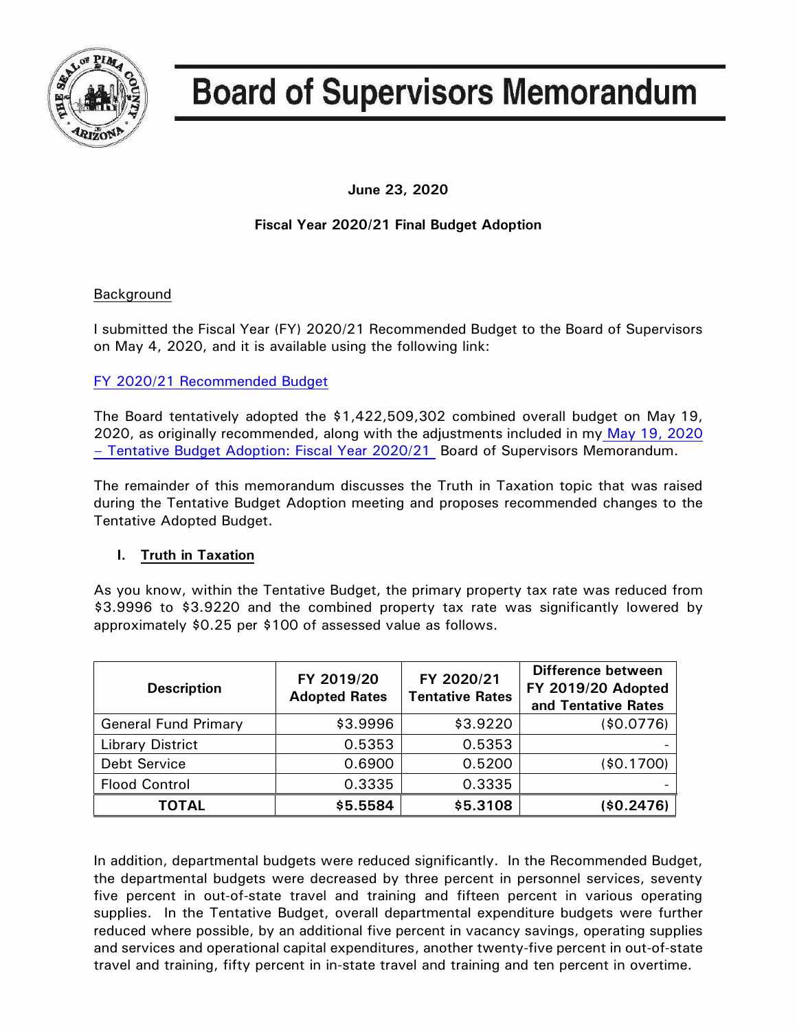# Board of Supervisors Memorandum

**June 23, 2020**

**Fiscal Year 2020/21 Final Budget Adoption**

Background

I submitted the Fiscal Year (FY) 2020/21 Recommended Budget to the Board of Supervisors on May 4, 2020, and it is available using the following link:

FY 2020/21 Recommended Budget

The Board tentatively adopted the $1,422,509,302 combined overall budget on May 19, 2020, as originally recommended, along with the adjustments included in my May 19, 2020 – Tentative Budget Adoption: Fiscal Year 2020/21 Board of Supervisors Memorandum.

The remainder of this memorandum discusses the Truth in Taxation topic that was raised during the Tentative Budget Adoption meeting and proposes recommended changes to the Tentative Adopted Budget.

## I. Truth in Taxation

As you know, within the Tentative Budget, the primary property tax rate was reduced from $3.9996 to $3.9220 and the combined property tax rate was significantly lowered by approximately $0.25 per $100 of assessed value as follows.

| Description | FY 2019/20 Adopted Rates | FY 2020/21 Tentative Rates | Difference between FY 2019/20 Adopted and Tentative Rates |
|---|---|---|---|
| General Fund Primary | $3.9996 | $3.9220 | ($0.0776) |
| Library District | 0.5353 | 0.5353 | - |
| Debt Service | 0.6900 | 0.5200 | ($0.1700) |
| Flood Control | 0.3335 | 0.3335 | - |
| **TOTAL** | **$5.5584** | **$5.3108** | **($0.2476)** |

In addition, departmental budgets were reduced significantly. In the Recommended Budget, the departmental budgets were decreased by three percent in personnel services, seventy five percent in out-of-state travel and training and fifteen percent in various operating supplies. In the Tentative Budget, overall departmental expenditure budgets were further reduced where possible, by an additional five percent in vacancy savings, operating supplies and services and operational capital expenditures, another twenty-five percent in out-of-state travel and training, fifty percent in in-state travel and training and ten percent in overtime.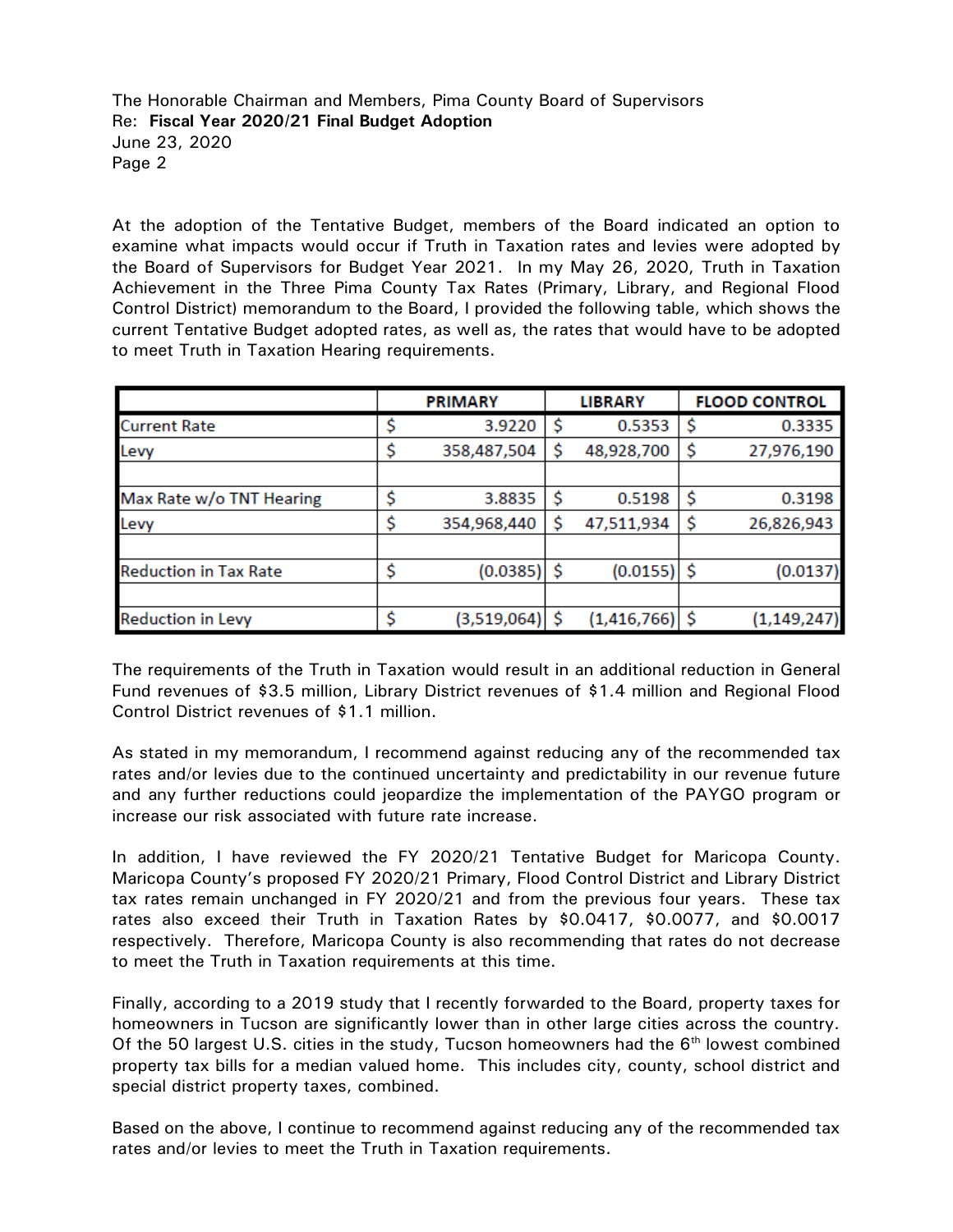The Honorable Chairman and Members, Pima County Board of Supervisors
Re: **Fiscal Year 2020/21 Final Budget Adoption**
June 23, 2020

At the adoption of the Tentative Budget, members of the Board indicated an option to examine what impacts would occur if Truth in Taxation rates and levies were adopted by the Board of Supervisors for Budget Year 2021. In my May 26, 2020, Truth in Taxation Achievement in the Three Pima County Tax Rates (Primary, Library, and Regional Flood Control District) memorandum to the Board, I provided the following table, which shows the current Tentative Budget adopted rates, as well as, the rates that would have to be adopted to meet Truth in Taxation Hearing requirements.

| | PRIMARY | LIBRARY | FLOOD CONTROL |
|---|---|---|---|
| Current Rate | $ 3.9220 | $ 0.5353 | $ 0.3335 |
| Levy | $ 358,487,504 | $ 48,928,700 | $ 27,976,190 |
| | | | |
| Max Rate w/o TNT Hearing | $ 3.8835 | $ 0.5198 | $ 0.3198 |
| Levy | $ 354,968,440 | $ 47,511,934 | $ 26,826,943 |
| | | | |
| Reduction in Tax Rate | $ (0.0385) | $ (0.0155) | $ (0.0137) |
| | | | |
| Reduction in Levy | $ (3,519,064) | $ (1,416,766) | $ (1,149,247) |

The requirements of the Truth in Taxation would result in an additional reduction in General Fund revenues of $3.5 million, Library District revenues of $1.4 million and Regional Flood Control District revenues of $1.1 million.

As stated in my memorandum, I recommend against reducing any of the recommended tax rates and/or levies due to the continued uncertainty and predictability in our revenue future and any further reductions could jeopardize the implementation of the PAYGO program or increase our risk associated with future rate increase.

In addition, I have reviewed the FY 2020/21 Tentative Budget for Maricopa County. Maricopa County's proposed FY 2020/21 Primary, Flood Control District and Library District tax rates remain unchanged in FY 2020/21 and from the previous four years. These tax rates also exceed their Truth in Taxation Rates by $0.0417, $0.0077, and $0.0017 respectively. Therefore, Maricopa County is also recommending that rates do not decrease to meet the Truth in Taxation requirements at this time.

Finally, according to a 2019 study that I recently forwarded to the Board, property taxes for homeowners in Tucson are significantly lower than in other large cities across the country. Of the 50 largest U.S. cities in the study, Tucson homeowners had the 6th lowest combined property tax bills for a median valued home. This includes city, county, school district and special district property taxes, combined.

Based on the above, I continue to recommend against reducing any of the recommended tax rates and/or levies to meet the Truth in Taxation requirements.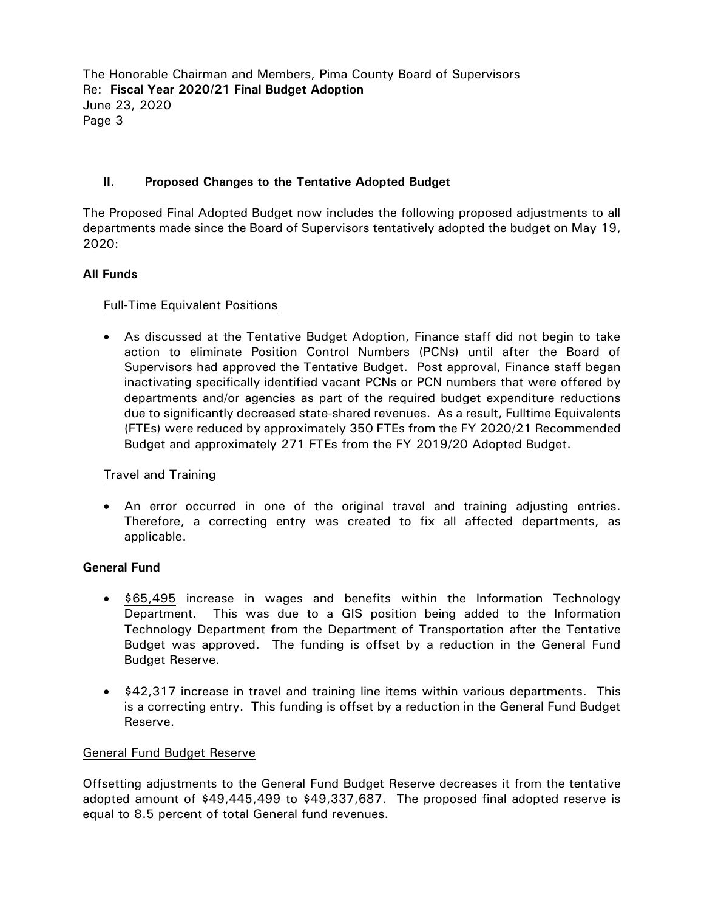## II. Proposed Changes to the Tentative Adopted Budget

The Proposed Final Adopted Budget now includes the following proposed adjustments to all departments made since the Board of Supervisors tentatively adopted the budget on May 19, 2020:

**All Funds**

Full-Time Equivalent Positions

- As discussed at the Tentative Budget Adoption, Finance staff did not begin to take action to eliminate Position Control Numbers (PCNs) until after the Board of Supervisors had approved the Tentative Budget. Post approval, Finance staff began inactivating specifically identified vacant PCNs or PCN numbers that were offered by departments and/or agencies as part of the required budget expenditure reductions due to significantly decreased state-shared revenues. As a result, Fulltime Equivalents (FTEs) were reduced by approximately 350 FTEs from the FY 2020/21 Recommended Budget and approximately 271 FTEs from the FY 2019/20 Adopted Budget.

Travel and Training

- An error occurred in one of the original travel and training adjusting entries. Therefore, a correcting entry was created to fix all affected departments, as applicable.

**General Fund**

- $65,495 increase in wages and benefits within the Information Technology Department. This was due to a GIS position being added to the Information Technology Department from the Department of Transportation after the Tentative Budget was approved. The funding is offset by a reduction in the General Fund Budget Reserve.

- $42,317 increase in travel and training line items within various departments. This is a correcting entry. This funding is offset by a reduction in the General Fund Budget Reserve.

General Fund Budget Reserve

Offsetting adjustments to the General Fund Budget Reserve decreases it from the tentative adopted amount of $49,445,499 to $49,337,687. The proposed final adopted reserve is equal to 8.5 percent of total General fund revenues.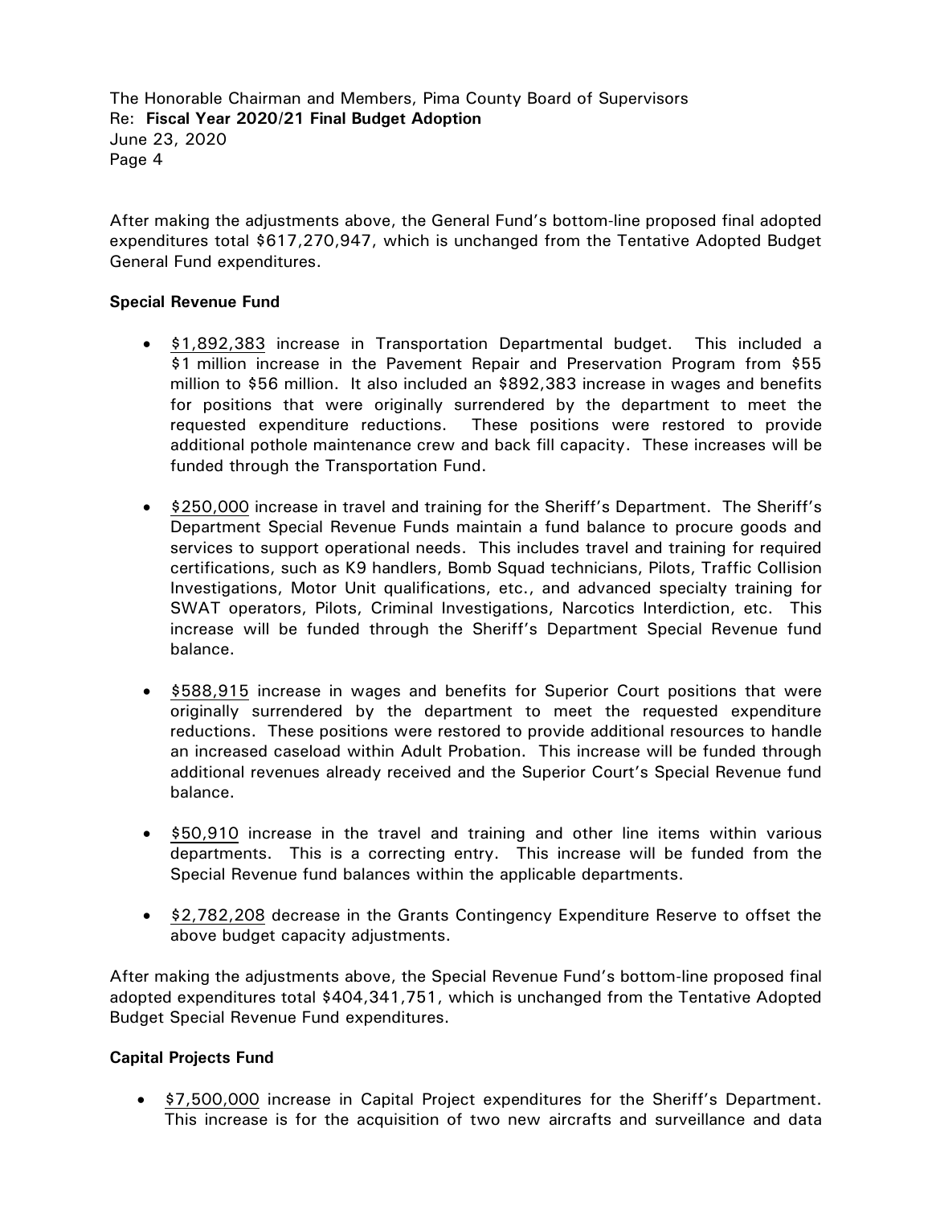After making the adjustments above, the General Fund's bottom-line proposed final adopted expenditures total $617,270,947, which is unchanged from the Tentative Adopted Budget General Fund expenditures.

**Special Revenue Fund**

- $1,892,383 increase in Transportation Departmental budget. This included a $1 million increase in the Pavement Repair and Preservation Program from $55 million to $56 million. It also included an $892,383 increase in wages and benefits for positions that were originally surrendered by the department to meet the requested expenditure reductions. These positions were restored to provide additional pothole maintenance crew and back fill capacity. These increases will be funded through the Transportation Fund.

- $250,000 increase in travel and training for the Sheriff's Department. The Sheriff's Department Special Revenue Funds maintain a fund balance to procure goods and services to support operational needs. This includes travel and training for required certifications, such as K9 handlers, Bomb Squad technicians, Pilots, Traffic Collision Investigations, Motor Unit qualifications, etc., and advanced specialty training for SWAT operators, Pilots, Criminal Investigations, Narcotics Interdiction, etc. This increase will be funded through the Sheriff's Department Special Revenue fund balance.

- $588,915 increase in wages and benefits for Superior Court positions that were originally surrendered by the department to meet the requested expenditure reductions. These positions were restored to provide additional resources to handle an increased caseload within Adult Probation. This increase will be funded through additional revenues already received and the Superior Court's Special Revenue fund balance.

- $50,910 increase in the travel and training and other line items within various departments. This is a correcting entry. This increase will be funded from the Special Revenue fund balances within the applicable departments.

- $2,782,208 decrease in the Grants Contingency Expenditure Reserve to offset the above budget capacity adjustments.

After making the adjustments above, the Special Revenue Fund's bottom-line proposed final adopted expenditures total $404,341,751, which is unchanged from the Tentative Adopted Budget Special Revenue Fund expenditures.

**Capital Projects Fund**

- $7,500,000 increase in Capital Project expenditures for the Sheriff's Department. This increase is for the acquisition of two new aircrafts and surveillance and data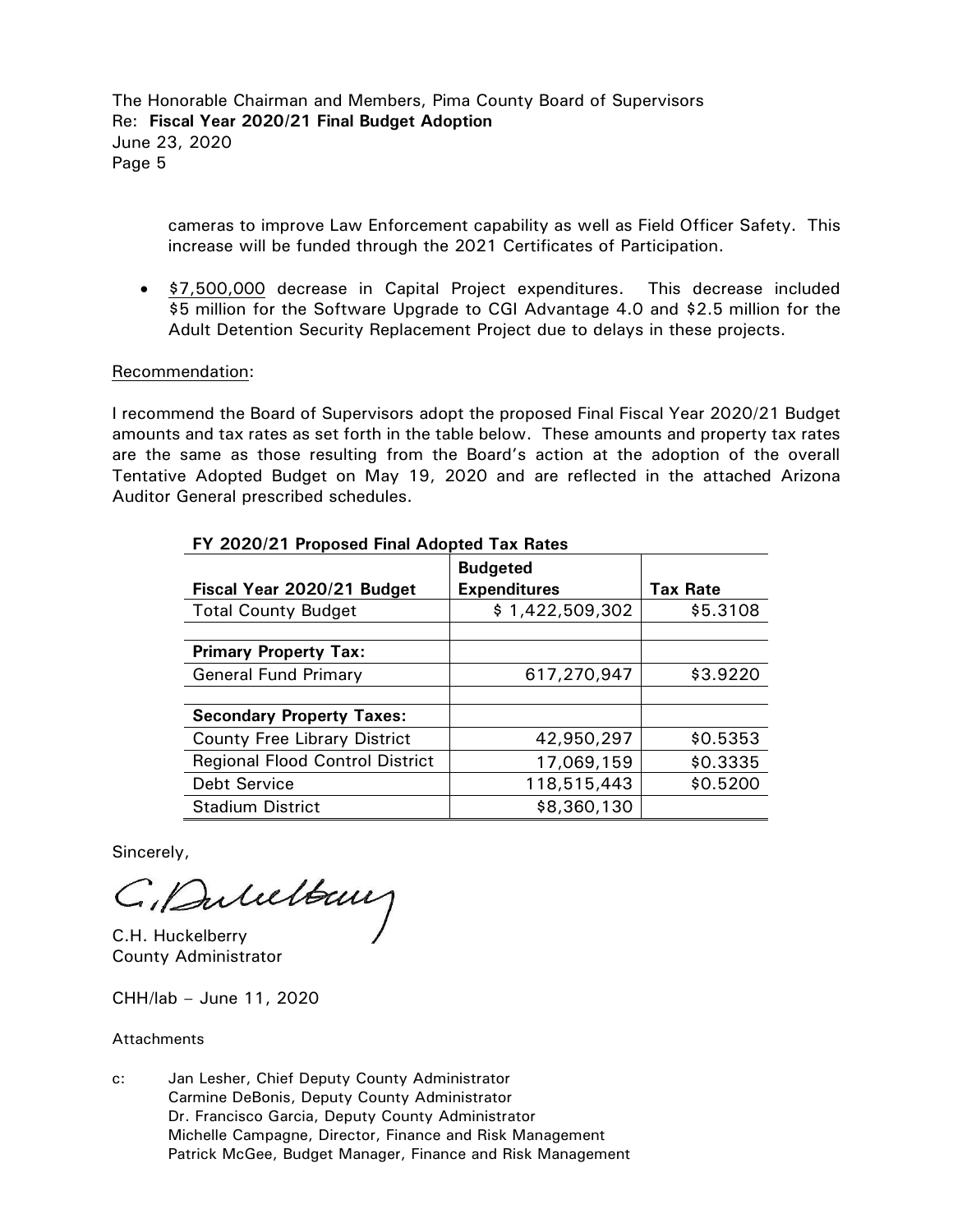cameras to improve Law Enforcement capability as well as Field Officer Safety. This increase will be funded through the 2021 Certificates of Participation.

- $7,500,000 decrease in Capital Project expenditures. This decrease included $5 million for the Software Upgrade to CGI Advantage 4.0 and $2.5 million for the Adult Detention Security Replacement Project due to delays in these projects.

Recommendation:

I recommend the Board of Supervisors adopt the proposed Final Fiscal Year 2020/21 Budget amounts and tax rates as set forth in the table below. These amounts and property tax rates are the same as those resulting from the Board's action at the adoption of the overall Tentative Adopted Budget on May 19, 2020 and are reflected in the attached Arizona Auditor General prescribed schedules.

**FY 2020/21 Proposed Final Adopted Tax Rates**

| Fiscal Year 2020/21 Budget | Budgeted Expenditures | Tax Rate |
|---|---|---|
| Total County Budget | $ 1,422,509,302 | $5.3108 |
| | | |
| **Primary Property Tax:** | | |
| General Fund Primary | 617,270,947 | $3.9220 |
| | | |
| **Secondary Property Taxes:** | | |
| County Free Library District | 42,950,297 | $0.5353 |
| Regional Flood Control District | 17,069,159 | $0.3335 |
| Debt Service | 118,515,443 | $0.5200 |
| Stadium District | $8,360,130 | |

Sincerely,

C.H. Huckelberry
County Administrator

CHH/lab – June 11, 2020

Attachments

c: Jan Lesher, Chief Deputy County Administrator
Carmine DeBonis, Deputy County Administrator
Dr. Francisco Garcia, Deputy County Administrator
Michelle Campagne, Director, Finance and Risk Management
Patrick McGee, Budget Manager, Finance and Risk Management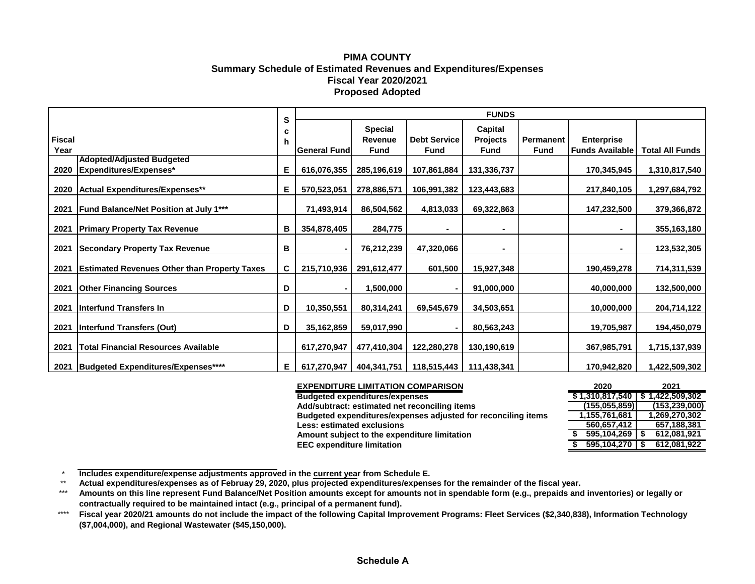# PIMA COUNTY
## Summary Schedule of Estimated Revenues and Expenditures/Expenses
## Fiscal Year 2020/2021
## Proposed Adopted

| Fiscal Year | | Sch | FUNDS | | | | | | |
|---|---|---|---|---|---|---|---|---|---|
| | | | General Fund | Special Revenue Fund | Debt Service Fund | Capital Projects Fund | Permanent Fund | Enterprise Funds Available | Total All Funds |
| 2020 | Adopted/Adjusted Budgeted Expenditures/Expenses* | E | 616,076,355 | 285,196,619 | 107,861,884 | 131,336,737 | | 170,345,945 | 1,310,817,540 |
| 2020 | Actual Expenditures/Expenses** | E | 570,523,051 | 278,886,571 | 106,991,382 | 123,443,683 | | 217,840,105 | 1,297,684,792 |
| 2021 | Fund Balance/Net Position at July 1*** | | 71,493,914 | 86,504,562 | 4,813,033 | 69,322,863 | | 147,232,500 | 379,366,872 |
| 2021 | Primary Property Tax Revenue | B | 354,878,405 | 284,775 | - | - | | - | 355,163,180 |
| 2021 | Secondary Property Tax Revenue | B | - | 76,212,239 | 47,320,066 | - | | - | 123,532,305 |
| 2021 | Estimated Revenues Other than Property Taxes | C | 215,710,936 | 291,612,477 | 601,500 | 15,927,348 | | 190,459,278 | 714,311,539 |
| 2021 | Other Financing Sources | D | - | 1,500,000 | - | 91,000,000 | | 40,000,000 | 132,500,000 |
| 2021 | Interfund Transfers In | D | 10,350,551 | 80,314,241 | 69,545,679 | 34,503,651 | | 10,000,000 | 204,714,122 |
| 2021 | Interfund Transfers (Out) | D | 35,162,859 | 59,017,990 | - | 80,563,243 | | 19,705,987 | 194,450,079 |
| 2021 | Total Financial Resources Available | | 617,270,947 | 477,410,304 | 122,280,278 | 130,190,619 | | 367,985,791 | 1,715,137,939 |
| 2021 | Budgeted Expenditures/Expenses**** | E | 617,270,947 | 404,341,751 | 118,515,443 | 111,438,341 | | 170,942,820 | 1,422,509,302 |

| EXPENDITURE LIMITATION COMPARISON | 2020 | 2021 |
|---|---|---|
| Budgeted expenditures/expenses | $ 1,310,817,540 | $ 1,422,509,302 |
| Add/subtract: estimated net reconciling items | (155,055,859) | (153,239,000) |
| Budgeted expenditures/expenses adjusted for reconciling items | 1,155,761,681 | 1,269,270,302 |
| Less: estimated exclusions | 560,657,412 | 657,188,381 |
| Amount subject to the expenditure limitation | $ 595,104,269 | $ 612,081,921 |
| EEC expenditure limitation | $ 595,104,270 | $ 612,081,922 |

\* Includes expenditure/expense adjustments approved in the current year from Schedule E.

\** Actual expenditures/expenses as of Februay 29, 2020, plus projected expenditures/expenses for the remainder of the fiscal year.

\*** Amounts on this line represent Fund Balance/Net Position amounts except for amounts not in spendable form (e.g., prepaids and inventories) or legally or contractually required to be maintained intact (e.g., principal of a permanent fund).

\**** Fiscal year 2020/21 amounts do not include the impact of the following Capital Improvement Programs: Fleet Services ($2,340,838), Information Technology ($7,004,000), and Regional Wastewater ($45,150,000).

Schedule A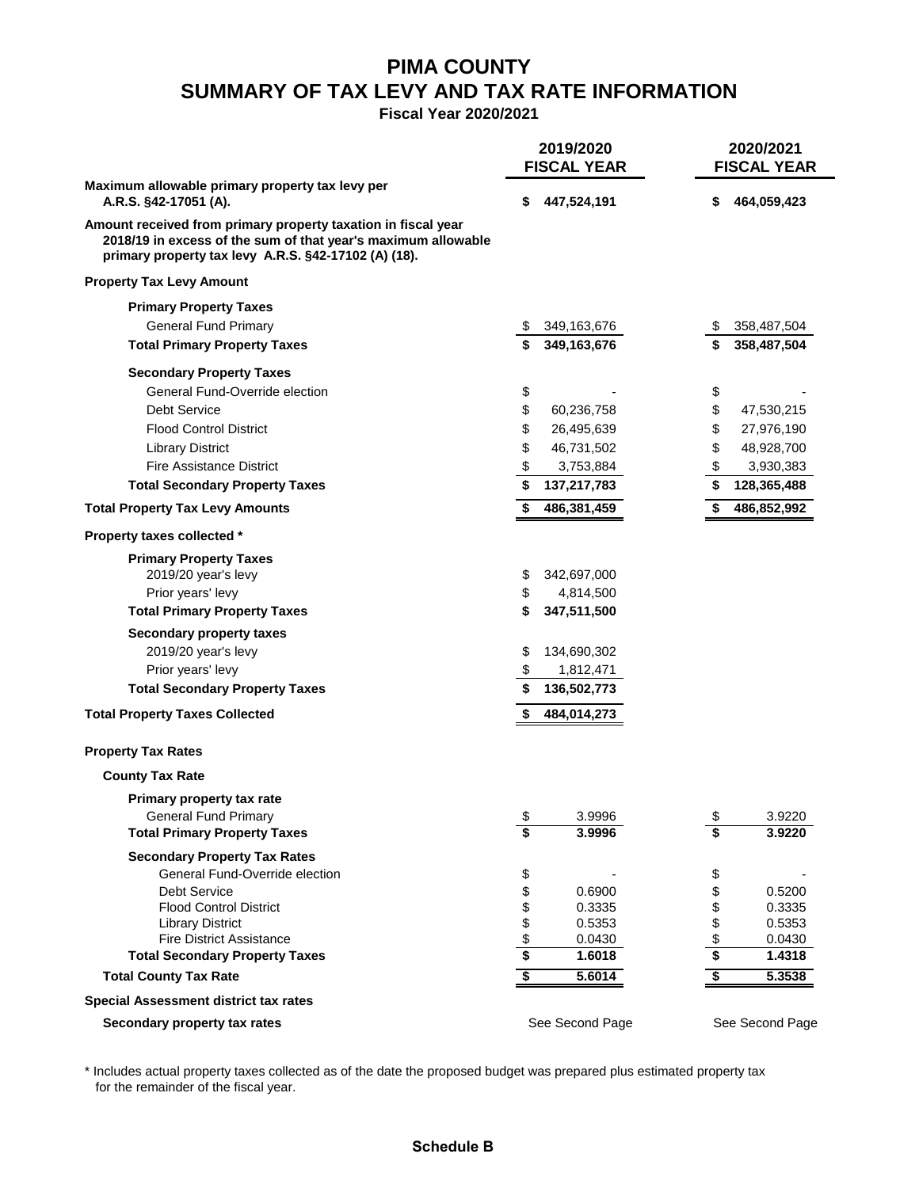# PIMA COUNTY
# SUMMARY OF TAX LEVY AND TAX RATE INFORMATION
**Fiscal Year 2020/2021**

| | 2019/2020 FISCAL YEAR | 2020/2021 FISCAL YEAR |
|---|---|---|
| **Maximum allowable primary property tax levy per A.R.S. §42-17051 (A).** | **$ 447,524,191** | **$ 464,059,423** |
| **Amount received from primary property taxation in fiscal year 2018/19 in excess of the sum of that year's maximum allowable primary property tax levy A.R.S. §42-17102 (A) (18).** | | |
| **Property Tax Levy Amount** | | |
| **Primary Property Taxes** | | |
| General Fund Primary | $ 349,163,676 | $ 358,487,504 |
| **Total Primary Property Taxes** | **$ 349,163,676** | **$ 358,487,504** |
| **Secondary Property Taxes** | | |
| General Fund-Override election | $ - | $ - |
| Debt Service | $ 60,236,758 | $ 47,530,215 |
| Flood Control District | $ 26,495,639 | $ 27,976,190 |
| Library District | $ 46,731,502 | $ 48,928,700 |
| Fire Assistance District | $ 3,753,884 | $ 3,930,383 |
| **Total Secondary Property Taxes** | **$ 137,217,783** | **$ 128,365,488** |
| **Total Property Tax Levy Amounts** | **$ 486,381,459** | **$ 486,852,992** |
| **Property taxes collected *** | | |
| **Primary Property Taxes** | | |
| 2019/20 year's levy | $ 342,697,000 | |
| Prior years' levy | $ 4,814,500 | |
| **Total Primary Property Taxes** | **$ 347,511,500** | |
| **Secondary property taxes** | | |
| 2019/20 year's levy | $ 134,690,302 | |
| Prior years' levy | $ 1,812,471 | |
| **Total Secondary Property Taxes** | **$ 136,502,773** | |
| **Total Property Taxes Collected** | **$ 484,014,273** | |
| **Property Tax Rates** | | |
| **County Tax Rate** | | |
| **Primary property tax rate** | | |
| General Fund Primary | $ 3.9996 | $ 3.9220 |
| **Total Primary Property Taxes** | **$ 3.9996** | **$ 3.9220** |
| **Secondary Property Tax Rates** | | |
| General Fund-Override election | $ - | $ - |
| Debt Service | $ 0.6900 | $ 0.5200 |
| Flood Control District | $ 0.3335 | $ 0.3335 |
| Library District | $ 0.5353 | $ 0.5353 |
| Fire District Assistance | $ 0.0430 | $ 0.0430 |
| **Total Secondary Property Taxes** | **$ 1.6018** | **$ 1.4318** |
| **Total County Tax Rate** | **$ 5.6014** | **$ 5.3538** |
| **Special Assessment district tax rates** | | |
| **Secondary property tax rates** | See Second Page | See Second Page |

\* Includes actual property taxes collected as of the date the proposed budget was prepared plus estimated property tax for the remainder of the fiscal year.

**Schedule B**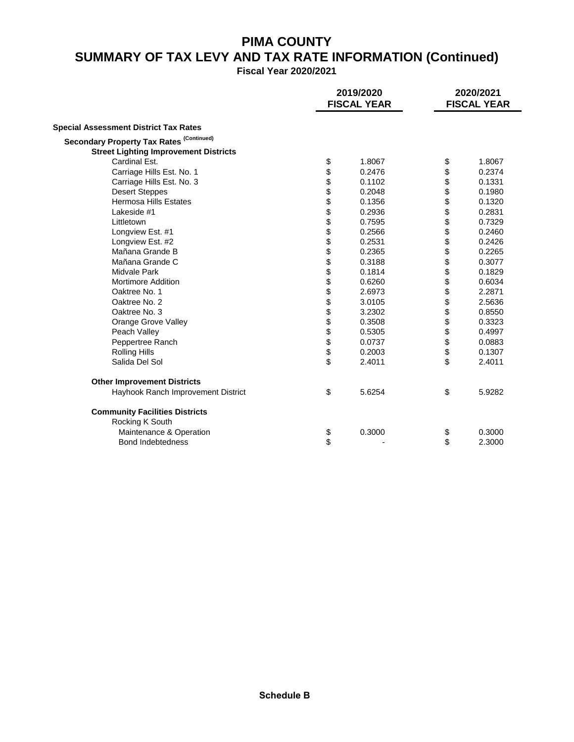# PIMA COUNTY

## SUMMARY OF TAX LEVY AND TAX RATE INFORMATION (Continued)

**Fiscal Year 2020/2021**

| | 2019/2020 FISCAL YEAR | 2020/2021 FISCAL YEAR |
|---|---|---|
| **Special Assessment District Tax Rates** | | |
| **Secondary Property Tax Rates (Continued)** | | |
| **Street Lighting Improvement Districts** | | |
| Cardinal Est. | $ 1.8067 | $ 1.8067 |
| Carriage Hills Est. No. 1 | $ 0.2476 | $ 0.2374 |
| Carriage Hills Est. No. 3 | $ 0.1102 | $ 0.1331 |
| Desert Steppes | $ 0.2048 | $ 0.1980 |
| Hermosa Hills Estates | $ 0.1356 | $ 0.1320 |
| Lakeside #1 | $ 0.2936 | $ 0.2831 |
| Littletown | $ 0.7595 | $ 0.7329 |
| Longview Est. #1 | $ 0.2566 | $ 0.2460 |
| Longview Est. #2 | $ 0.2531 | $ 0.2426 |
| Mañana Grande B | $ 0.2365 | $ 0.2265 |
| Mañana Grande C | $ 0.3188 | $ 0.3077 |
| Midvale Park | $ 0.1814 | $ 0.1829 |
| Mortimore Addition | $ 0.6260 | $ 0.6034 |
| Oaktree No. 1 | $ 2.6973 | $ 2.2871 |
| Oaktree No. 2 | $ 3.0105 | $ 2.5636 |
| Oaktree No. 3 | $ 3.2302 | $ 0.8550 |
| Orange Grove Valley | $ 0.3508 | $ 0.3323 |
| Peach Valley | $ 0.5305 | $ 0.4997 |
| Peppertree Ranch | $ 0.0737 | $ 0.0883 |
| Rolling Hills | $ 0.2003 | $ 0.1307 |
| Salida Del Sol | $ 2.4011 | $ 2.4011 |
| **Other Improvement Districts** | | |
| Hayhook Ranch Improvement District | $ 5.6254 | $ 5.9282 |
| **Community Facilities Districts** | | |
| Rocking K South | | |
| Maintenance & Operation | $ 0.3000 | $ 0.3000 |
| Bond Indebtedness | $ - | $ 2.3000 |

**Schedule B**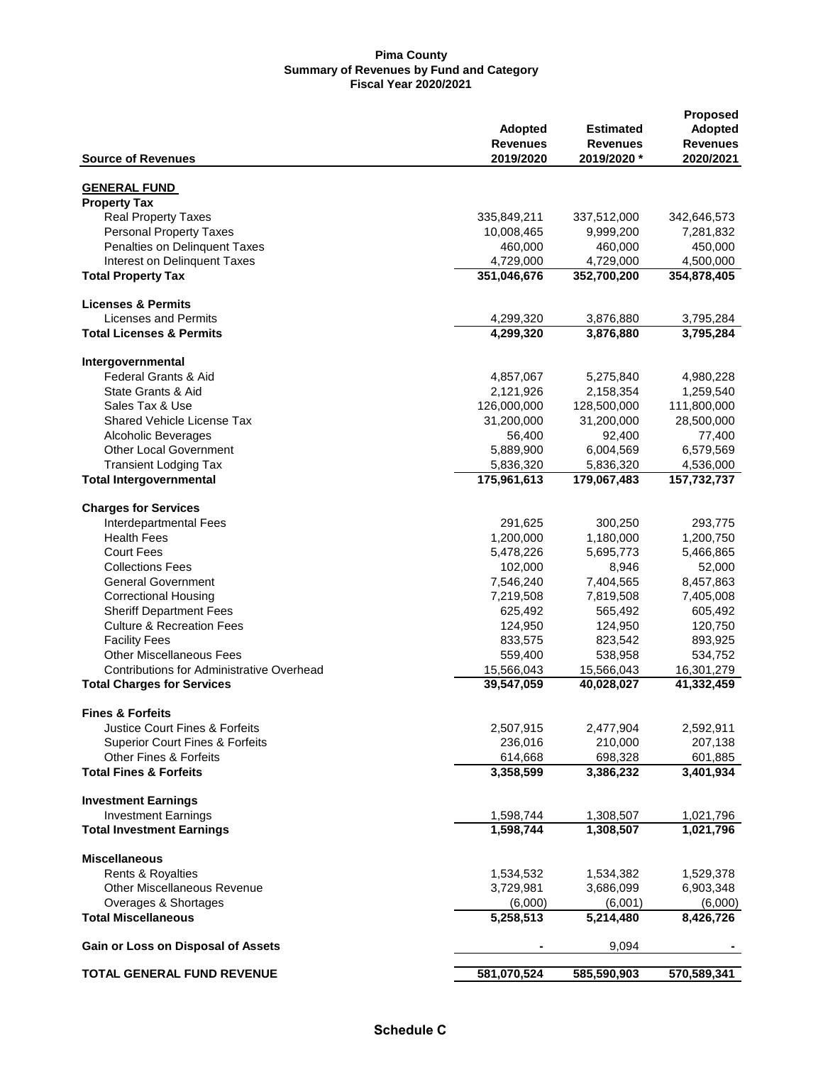**Pima County**
**Summary of Revenues by Fund and Category**
**Fiscal Year 2020/2021**

| Source of Revenues | Adopted Revenues 2019/2020 | Estimated Revenues 2019/2020 * | Proposed Adopted Revenues 2020/2021 |
|---|---|---|---|
| **GENERAL FUND** | | | |
| **Property Tax** | | | |
| Real Property Taxes | 335,849,211 | 337,512,000 | 342,646,573 |
| Personal Property Taxes | 10,008,465 | 9,999,200 | 7,281,832 |
| Penalties on Delinquent Taxes | 460,000 | 460,000 | 450,000 |
| Interest on Delinquent Taxes | 4,729,000 | 4,729,000 | 4,500,000 |
| **Total Property Tax** | **351,046,676** | **352,700,200** | **354,878,405** |
| **Licenses & Permits** | | | |
| Licenses and Permits | 4,299,320 | 3,876,880 | 3,795,284 |
| **Total Licenses & Permits** | **4,299,320** | **3,876,880** | **3,795,284** |
| **Intergovernmental** | | | |
| Federal Grants & Aid | 4,857,067 | 5,275,840 | 4,980,228 |
| State Grants & Aid | 2,121,926 | 2,158,354 | 1,259,540 |
| Sales Tax & Use | 126,000,000 | 128,500,000 | 111,800,000 |
| Shared Vehicle License Tax | 31,200,000 | 31,200,000 | 28,500,000 |
| Alcoholic Beverages | 56,400 | 92,400 | 77,400 |
| Other Local Government | 5,889,900 | 6,004,569 | 6,579,569 |
| Transient Lodging Tax | 5,836,320 | 5,836,320 | 4,536,000 |
| **Total Intergovernmental** | **175,961,613** | **179,067,483** | **157,732,737** |
| **Charges for Services** | | | |
| Interdepartmental Fees | 291,625 | 300,250 | 293,775 |
| Health Fees | 1,200,000 | 1,180,000 | 1,200,750 |
| Court Fees | 5,478,226 | 5,695,773 | 5,466,865 |
| Collections Fees | 102,000 | 8,946 | 52,000 |
| General Government | 7,546,240 | 7,404,565 | 8,457,863 |
| Correctional Housing | 7,219,508 | 7,819,508 | 7,405,008 |
| Sheriff Department Fees | 625,492 | 565,492 | 605,492 |
| Culture & Recreation Fees | 124,950 | 124,950 | 120,750 |
| Facility Fees | 833,575 | 823,542 | 893,925 |
| Other Miscellaneous Fees | 559,400 | 538,958 | 534,752 |
| Contributions for Administrative Overhead | 15,566,043 | 15,566,043 | 16,301,279 |
| **Total Charges for Services** | **39,547,059** | **40,028,027** | **41,332,459** |
| **Fines & Forfeits** | | | |
| Justice Court Fines & Forfeits | 2,507,915 | 2,477,904 | 2,592,911 |
| Superior Court Fines & Forfeits | 236,016 | 210,000 | 207,138 |
| Other Fines & Forfeits | 614,668 | 698,328 | 601,885 |
| **Total Fines & Forfeits** | **3,358,599** | **3,386,232** | **3,401,934** |
| **Investment Earnings** | | | |
| Investment Earnings | 1,598,744 | 1,308,507 | 1,021,796 |
| **Total Investment Earnings** | **1,598,744** | **1,308,507** | **1,021,796** |
| **Miscellaneous** | | | |
| Rents & Royalties | 1,534,532 | 1,534,382 | 1,529,378 |
| Other Miscellaneous Revenue | 3,729,981 | 3,686,099 | 6,903,348 |
| Overages & Shortages | (6,000) | (6,001) | (6,000) |
| **Total Miscellaneous** | **5,258,513** | **5,214,480** | **8,426,726** |
| **Gain or Loss on Disposal of Assets** | - | 9,094 | - |
| **TOTAL GENERAL FUND REVENUE** | **581,070,524** | **585,590,903** | **570,589,341** |

**Schedule C**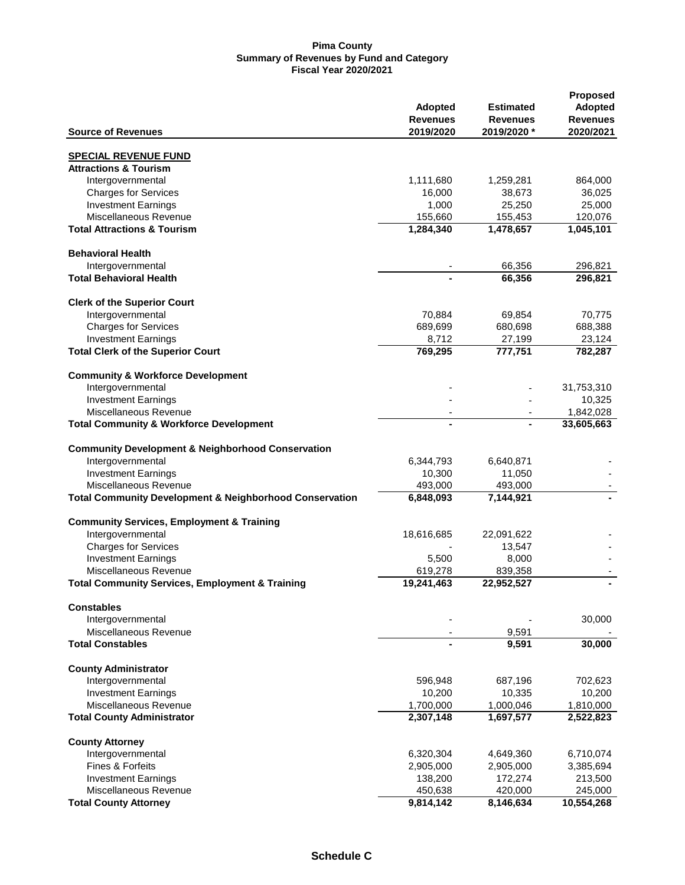**Pima County**
**Summary of Revenues by Fund and Category**
**Fiscal Year 2020/2021**

| Source of Revenues | Adopted Revenues 2019/2020 | Estimated Revenues 2019/2020 * | Proposed Adopted Revenues 2020/2021 |
|---|---|---|---|
| **SPECIAL REVENUE FUND** | | | |
| **Attractions & Tourism** | | | |
| Intergovernmental | 1,111,680 | 1,259,281 | 864,000 |
| Charges for Services | 16,000 | 38,673 | 36,025 |
| Investment Earnings | 1,000 | 25,250 | 25,000 |
| Miscellaneous Revenue | 155,660 | 155,453 | 120,076 |
| **Total Attractions & Tourism** | **1,284,340** | **1,478,657** | **1,045,101** |
| **Behavioral Health** | | | |
| Intergovernmental | - | 66,356 | 296,821 |
| **Total Behavioral Health** | **-** | **66,356** | **296,821** |
| **Clerk of the Superior Court** | | | |
| Intergovernmental | 70,884 | 69,854 | 70,775 |
| Charges for Services | 689,699 | 680,698 | 688,388 |
| Investment Earnings | 8,712 | 27,199 | 23,124 |
| **Total Clerk of the Superior Court** | **769,295** | **777,751** | **782,287** |
| **Community & Workforce Development** | | | |
| Intergovernmental | - | - | 31,753,310 |
| Investment Earnings | - | - | 10,325 |
| Miscellaneous Revenue | - | - | 1,842,028 |
| **Total Community & Workforce Development** | **-** | **-** | **33,605,663** |
| **Community Development & Neighborhood Conservation** | | | |
| Intergovernmental | 6,344,793 | 6,640,871 | - |
| Investment Earnings | 10,300 | 11,050 | - |
| Miscellaneous Revenue | 493,000 | 493,000 | - |
| **Total Community Development & Neighborhood Conservation** | **6,848,093** | **7,144,921** | **-** |
| **Community Services, Employment & Training** | | | |
| Intergovernmental | 18,616,685 | 22,091,622 | - |
| Charges for Services | - | 13,547 | - |
| Investment Earnings | 5,500 | 8,000 | - |
| Miscellaneous Revenue | 619,278 | 839,358 | - |
| **Total Community Services, Employment & Training** | **19,241,463** | **22,952,527** | **-** |
| **Constables** | | | |
| Intergovernmental | - | - | 30,000 |
| Miscellaneous Revenue | - | 9,591 | - |
| **Total Constables** | **-** | **9,591** | **30,000** |
| **County Administrator** | | | |
| Intergovernmental | 596,948 | 687,196 | 702,623 |
| Investment Earnings | 10,200 | 10,335 | 10,200 |
| Miscellaneous Revenue | 1,700,000 | 1,000,046 | 1,810,000 |
| **Total County Administrator** | **2,307,148** | **1,697,577** | **2,522,823** |
| **County Attorney** | | | |
| Intergovernmental | 6,320,304 | 4,649,360 | 6,710,074 |
| Fines & Forfeits | 2,905,000 | 2,905,000 | 3,385,694 |
| Investment Earnings | 138,200 | 172,274 | 213,500 |
| Miscellaneous Revenue | 450,638 | 420,000 | 245,000 |
| **Total County Attorney** | **9,814,142** | **8,146,634** | **10,554,268** |

**Schedule C**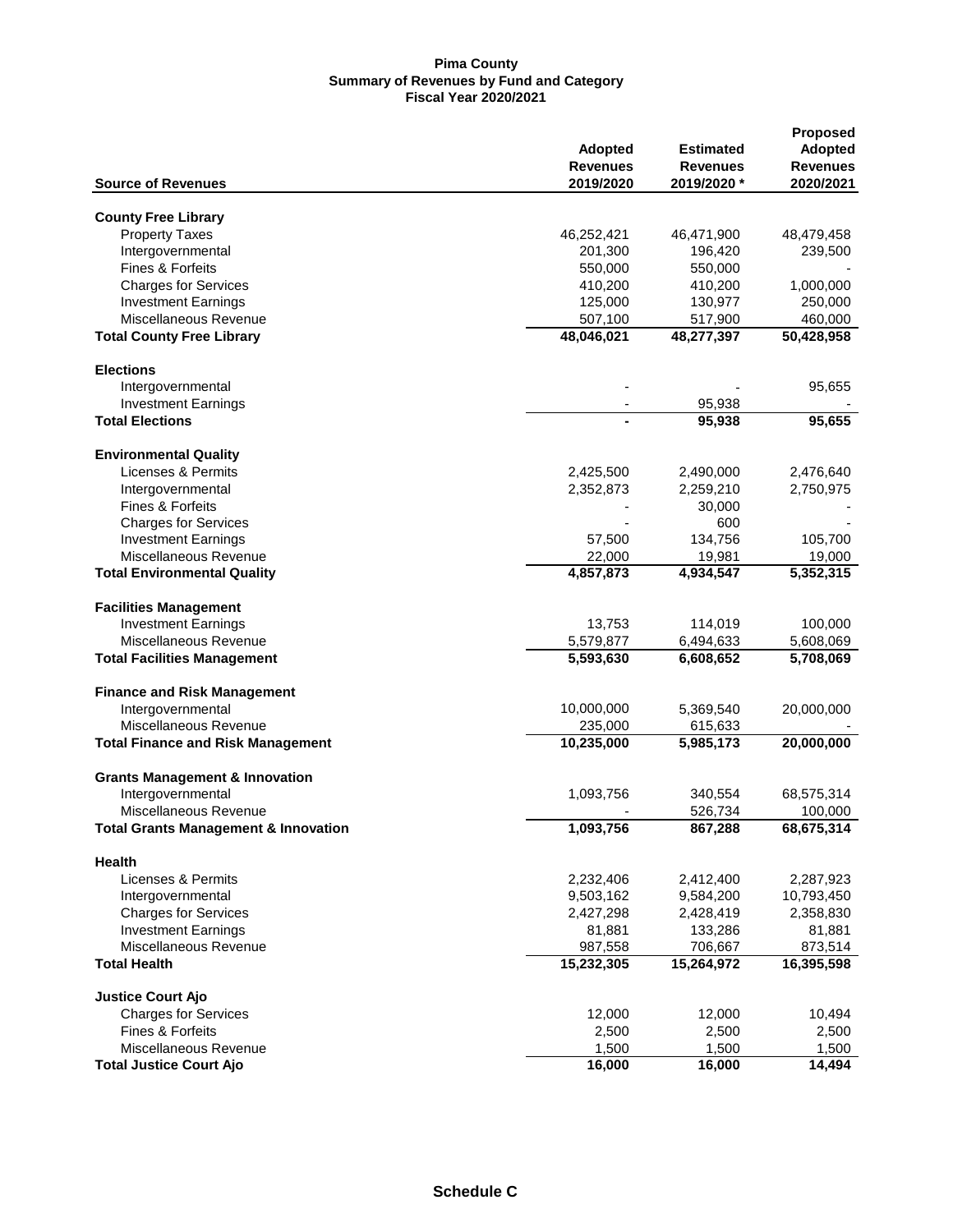**Pima County**
**Summary of Revenues by Fund and Category**
**Fiscal Year 2020/2021**

| Source of Revenues | Adopted Revenues 2019/2020 | Estimated Revenues 2019/2020 * | Proposed Adopted Revenues 2020/2021 |
|---|---|---|---|
| **County Free Library** | | | |
| Property Taxes | 46,252,421 | 46,471,900 | 48,479,458 |
| Intergovernmental | 201,300 | 196,420 | 239,500 |
| Fines & Forfeits | 550,000 | 550,000 | - |
| Charges for Services | 410,200 | 410,200 | 1,000,000 |
| Investment Earnings | 125,000 | 130,977 | 250,000 |
| Miscellaneous Revenue | 507,100 | 517,900 | 460,000 |
| **Total County Free Library** | **48,046,021** | **48,277,397** | **50,428,958** |
| **Elections** | | | |
| Intergovernmental | - | - | 95,655 |
| Investment Earnings | - | 95,938 | - |
| **Total Elections** | **-** | **95,938** | **95,655** |
| **Environmental Quality** | | | |
| Licenses & Permits | 2,425,500 | 2,490,000 | 2,476,640 |
| Intergovernmental | 2,352,873 | 2,259,210 | 2,750,975 |
| Fines & Forfeits | - | 30,000 | - |
| Charges for Services | - | 600 | - |
| Investment Earnings | 57,500 | 134,756 | 105,700 |
| Miscellaneous Revenue | 22,000 | 19,981 | 19,000 |
| **Total Environmental Quality** | **4,857,873** | **4,934,547** | **5,352,315** |
| **Facilities Management** | | | |
| Investment Earnings | 13,753 | 114,019 | 100,000 |
| Miscellaneous Revenue | 5,579,877 | 6,494,633 | 5,608,069 |
| **Total Facilities Management** | **5,593,630** | **6,608,652** | **5,708,069** |
| **Finance and Risk Management** | | | |
| Intergovernmental | 10,000,000 | 5,369,540 | 20,000,000 |
| Miscellaneous Revenue | 235,000 | 615,633 | - |
| **Total Finance and Risk Management** | **10,235,000** | **5,985,173** | **20,000,000** |
| **Grants Management & Innovation** | | | |
| Intergovernmental | 1,093,756 | 340,554 | 68,575,314 |
| Miscellaneous Revenue | - | 526,734 | 100,000 |
| **Total Grants Management & Innovation** | **1,093,756** | **867,288** | **68,675,314** |
| **Health** | | | |
| Licenses & Permits | 2,232,406 | 2,412,400 | 2,287,923 |
| Intergovernmental | 9,503,162 | 9,584,200 | 10,793,450 |
| Charges for Services | 2,427,298 | 2,428,419 | 2,358,830 |
| Investment Earnings | 81,881 | 133,286 | 81,881 |
| Miscellaneous Revenue | 987,558 | 706,667 | 873,514 |
| **Total Health** | **15,232,305** | **15,264,972** | **16,395,598** |
| **Justice Court Ajo** | | | |
| Charges for Services | 12,000 | 12,000 | 10,494 |
| Fines & Forfeits | 2,500 | 2,500 | 2,500 |
| Miscellaneous Revenue | 1,500 | 1,500 | 1,500 |
| **Total Justice Court Ajo** | **16,000** | **16,000** | **14,494** |

**Schedule C**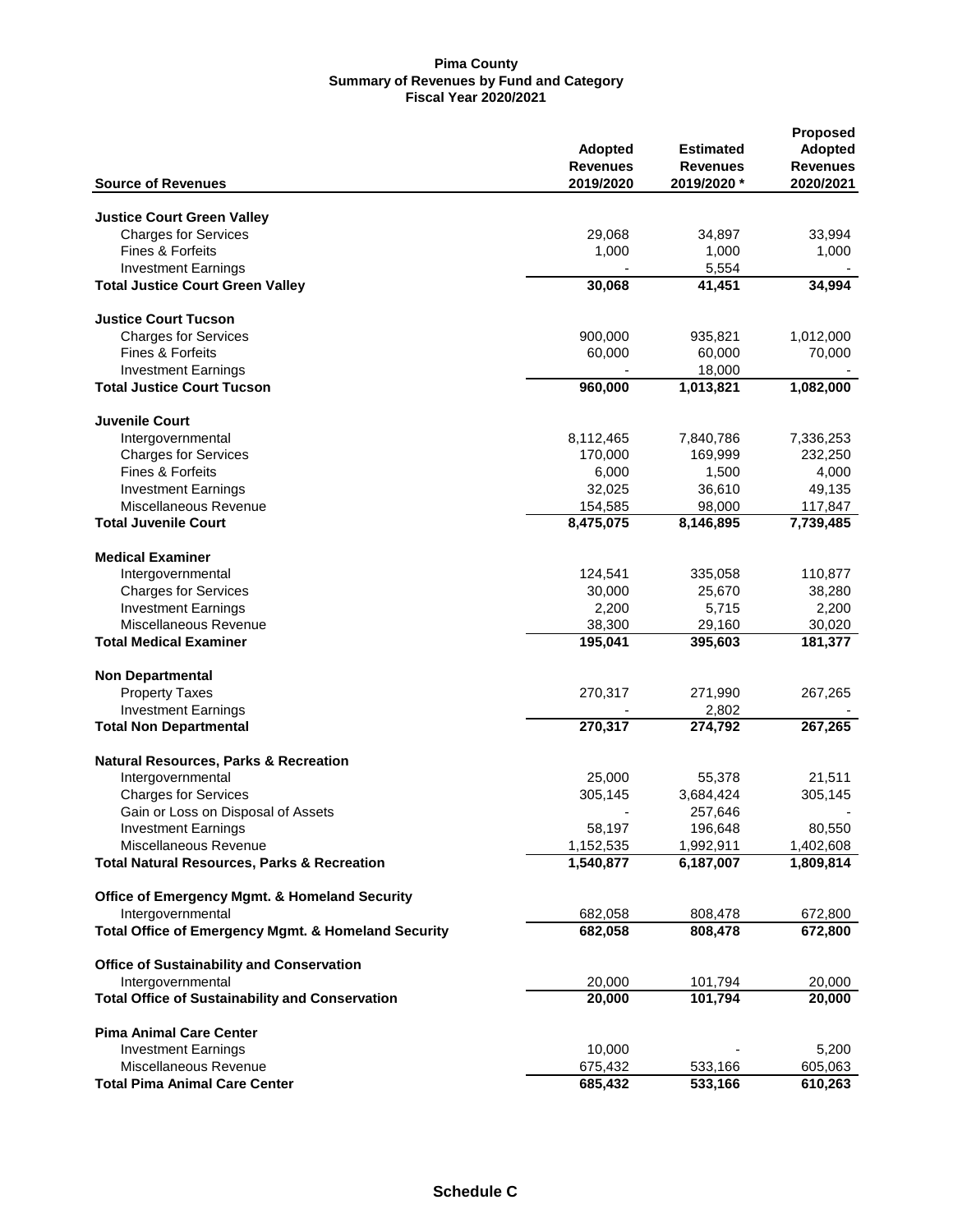**Pima County**
**Summary of Revenues by Fund and Category**
**Fiscal Year 2020/2021**

| Source of Revenues | Adopted Revenues 2019/2020 | Estimated Revenues 2019/2020 * | Proposed Adopted Revenues 2020/2021 |
|---|---|---|---|
| **Justice Court Green Valley** | | | |
| Charges for Services | 29,068 | 34,897 | 33,994 |
| Fines & Forfeits | 1,000 | 1,000 | 1,000 |
| Investment Earnings | - | 5,554 | - |
| **Total Justice Court Green Valley** | **30,068** | **41,451** | **34,994** |
| **Justice Court Tucson** | | | |
| Charges for Services | 900,000 | 935,821 | 1,012,000 |
| Fines & Forfeits | 60,000 | 60,000 | 70,000 |
| Investment Earnings | - | 18,000 | - |
| **Total Justice Court Tucson** | **960,000** | **1,013,821** | **1,082,000** |
| **Juvenile Court** | | | |
| Intergovernmental | 8,112,465 | 7,840,786 | 7,336,253 |
| Charges for Services | 170,000 | 169,999 | 232,250 |
| Fines & Forfeits | 6,000 | 1,500 | 4,000 |
| Investment Earnings | 32,025 | 36,610 | 49,135 |
| Miscellaneous Revenue | 154,585 | 98,000 | 117,847 |
| **Total Juvenile Court** | **8,475,075** | **8,146,895** | **7,739,485** |
| **Medical Examiner** | | | |
| Intergovernmental | 124,541 | 335,058 | 110,877 |
| Charges for Services | 30,000 | 25,670 | 38,280 |
| Investment Earnings | 2,200 | 5,715 | 2,200 |
| Miscellaneous Revenue | 38,300 | 29,160 | 30,020 |
| **Total Medical Examiner** | **195,041** | **395,603** | **181,377** |
| **Non Departmental** | | | |
| Property Taxes | 270,317 | 271,990 | 267,265 |
| Investment Earnings | - | 2,802 | - |
| **Total Non Departmental** | **270,317** | **274,792** | **267,265** |
| **Natural Resources, Parks & Recreation** | | | |
| Intergovernmental | 25,000 | 55,378 | 21,511 |
| Charges for Services | 305,145 | 3,684,424 | 305,145 |
| Gain or Loss on Disposal of Assets | - | 257,646 | - |
| Investment Earnings | 58,197 | 196,648 | 80,550 |
| Miscellaneous Revenue | 1,152,535 | 1,992,911 | 1,402,608 |
| **Total Natural Resources, Parks & Recreation** | **1,540,877** | **6,187,007** | **1,809,814** |
| **Office of Emergency Mgmt. & Homeland Security** | | | |
| Intergovernmental | 682,058 | 808,478 | 672,800 |
| **Total Office of Emergency Mgmt. & Homeland Security** | **682,058** | **808,478** | **672,800** |
| **Office of Sustainability and Conservation** | | | |
| Intergovernmental | 20,000 | 101,794 | 20,000 |
| **Total Office of Sustainability and Conservation** | **20,000** | **101,794** | **20,000** |
| **Pima Animal Care Center** | | | |
| Investment Earnings | 10,000 | - | 5,200 |
| Miscellaneous Revenue | 675,432 | 533,166 | 605,063 |
| **Total Pima Animal Care Center** | **685,432** | **533,166** | **610,263** |

**Schedule C**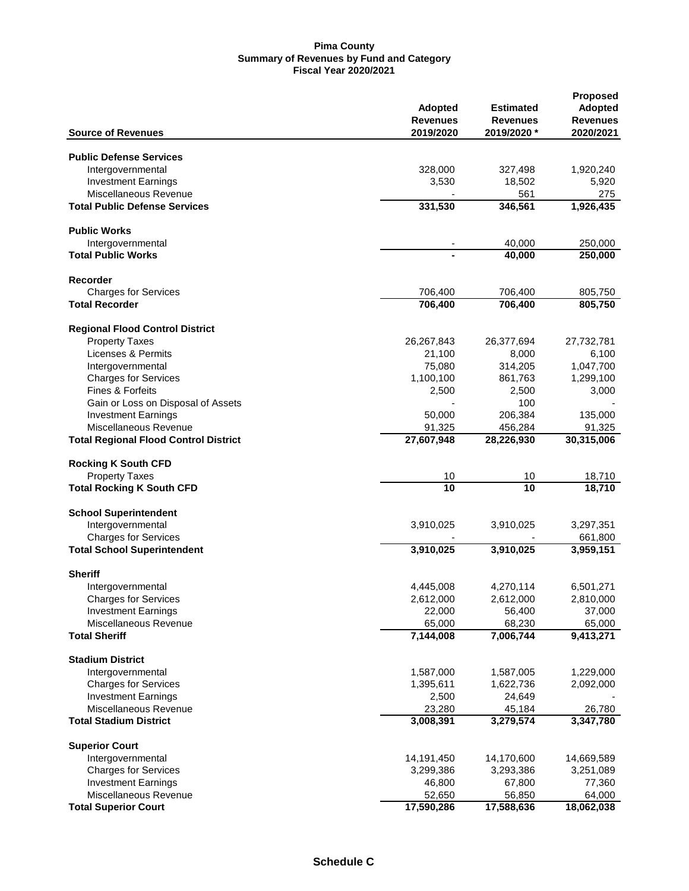**Pima County**
**Summary of Revenues by Fund and Category**
**Fiscal Year 2020/2021**

| Source of Revenues | Adopted Revenues 2019/2020 | Estimated Revenues 2019/2020 * | Proposed Adopted Revenues 2020/2021 |
|---|---|---|---|
| **Public Defense Services** | | | |
| Intergovernmental | 328,000 | 327,498 | 1,920,240 |
| Investment Earnings | 3,530 | 18,502 | 5,920 |
| Miscellaneous Revenue | - | 561 | 275 |
| **Total Public Defense Services** | **331,530** | **346,561** | **1,926,435** |
| **Public Works** | | | |
| Intergovernmental | - | 40,000 | 250,000 |
| **Total Public Works** | **-** | **40,000** | **250,000** |
| **Recorder** | | | |
| Charges for Services | 706,400 | 706,400 | 805,750 |
| **Total Recorder** | **706,400** | **706,400** | **805,750** |
| **Regional Flood Control District** | | | |
| Property Taxes | 26,267,843 | 26,377,694 | 27,732,781 |
| Licenses & Permits | 21,100 | 8,000 | 6,100 |
| Intergovernmental | 75,080 | 314,205 | 1,047,700 |
| Charges for Services | 1,100,100 | 861,763 | 1,299,100 |
| Fines & Forfeits | 2,500 | 2,500 | 3,000 |
| Gain or Loss on Disposal of Assets | - | 100 | - |
| Investment Earnings | 50,000 | 206,384 | 135,000 |
| Miscellaneous Revenue | 91,325 | 456,284 | 91,325 |
| **Total Regional Flood Control District** | **27,607,948** | **28,226,930** | **30,315,006** |
| **Rocking K South CFD** | | | |
| Property Taxes | 10 | 10 | 18,710 |
| **Total Rocking K South CFD** | **10** | **10** | **18,710** |
| **School Superintendent** | | | |
| Intergovernmental | 3,910,025 | 3,910,025 | 3,297,351 |
| Charges for Services | - | - | 661,800 |
| **Total School Superintendent** | **3,910,025** | **3,910,025** | **3,959,151** |
| **Sheriff** | | | |
| Intergovernmental | 4,445,008 | 4,270,114 | 6,501,271 |
| Charges for Services | 2,612,000 | 2,612,000 | 2,810,000 |
| Investment Earnings | 22,000 | 56,400 | 37,000 |
| Miscellaneous Revenue | 65,000 | 68,230 | 65,000 |
| **Total Sheriff** | **7,144,008** | **7,006,744** | **9,413,271** |
| **Stadium District** | | | |
| Intergovernmental | 1,587,000 | 1,587,005 | 1,229,000 |
| Charges for Services | 1,395,611 | 1,622,736 | 2,092,000 |
| Investment Earnings | 2,500 | 24,649 | - |
| Miscellaneous Revenue | 23,280 | 45,184 | 26,780 |
| **Total Stadium District** | **3,008,391** | **3,279,574** | **3,347,780** |
| **Superior Court** | | | |
| Intergovernmental | 14,191,450 | 14,170,600 | 14,669,589 |
| Charges for Services | 3,299,386 | 3,293,386 | 3,251,089 |
| Investment Earnings | 46,800 | 67,800 | 77,360 |
| Miscellaneous Revenue | 52,650 | 56,850 | 64,000 |
| **Total Superior Court** | **17,590,286** | **17,588,636** | **18,062,038** |

**Schedule C**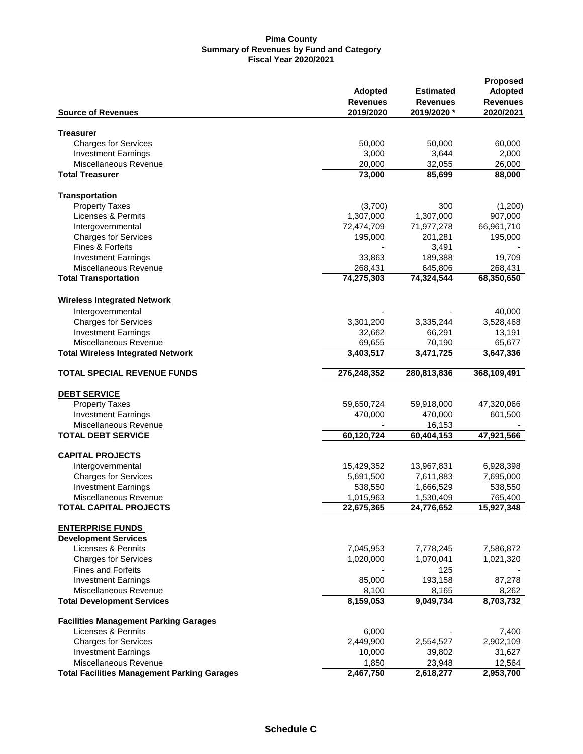**Pima County**
**Summary of Revenues by Fund and Category**
**Fiscal Year 2020/2021**

| Source of Revenues | Adopted Revenues 2019/2020 | Estimated Revenues 2019/2020 * | Proposed Adopted Revenues 2020/2021 |
|---|---|---|---|
| **Treasurer** | | | |
| Charges for Services | 50,000 | 50,000 | 60,000 |
| Investment Earnings | 3,000 | 3,644 | 2,000 |
| Miscellaneous Revenue | 20,000 | 32,055 | 26,000 |
| **Total Treasurer** | **73,000** | **85,699** | **88,000** |
| **Transportation** | | | |
| Property Taxes | (3,700) | 300 | (1,200) |
| Licenses & Permits | 1,307,000 | 1,307,000 | 907,000 |
| Intergovernmental | 72,474,709 | 71,977,278 | 66,961,710 |
| Charges for Services | 195,000 | 201,281 | 195,000 |
| Fines & Forfeits | - | 3,491 | - |
| Investment Earnings | 33,863 | 189,388 | 19,709 |
| Miscellaneous Revenue | 268,431 | 645,806 | 268,431 |
| **Total Transportation** | **74,275,303** | **74,324,544** | **68,350,650** |
| **Wireless Integrated Network** | | | |
| Intergovernmental | - | - | 40,000 |
| Charges for Services | 3,301,200 | 3,335,244 | 3,528,468 |
| Investment Earnings | 32,662 | 66,291 | 13,191 |
| Miscellaneous Revenue | 69,655 | 70,190 | 65,677 |
| **Total Wireless Integrated Network** | **3,403,517** | **3,471,725** | **3,647,336** |
| **TOTAL SPECIAL REVENUE FUNDS** | **276,248,352** | **280,813,836** | **368,109,491** |
| **DEBT SERVICE** | | | |
| Property Taxes | 59,650,724 | 59,918,000 | 47,320,066 |
| Investment Earnings | 470,000 | 470,000 | 601,500 |
| Miscellaneous Revenue | - | 16,153 | - |
| **TOTAL DEBT SERVICE** | **60,120,724** | **60,404,153** | **47,921,566** |
| **CAPITAL PROJECTS** | | | |
| Intergovernmental | 15,429,352 | 13,967,831 | 6,928,398 |
| Charges for Services | 5,691,500 | 7,611,883 | 7,695,000 |
| Investment Earnings | 538,550 | 1,666,529 | 538,550 |
| Miscellaneous Revenue | 1,015,963 | 1,530,409 | 765,400 |
| **TOTAL CAPITAL PROJECTS** | **22,675,365** | **24,776,652** | **15,927,348** |
| **ENTERPRISE FUNDS** | | | |
| **Development Services** | | | |
| Licenses & Permits | 7,045,953 | 7,778,245 | 7,586,872 |
| Charges for Services | 1,020,000 | 1,070,041 | 1,021,320 |
| Fines and Forfeits | - | 125 | - |
| Investment Earnings | 85,000 | 193,158 | 87,278 |
| Miscellaneous Revenue | 8,100 | 8,165 | 8,262 |
| **Total Development Services** | **8,159,053** | **9,049,734** | **8,703,732** |
| **Facilities Management Parking Garages** | | | |
| Licenses & Permits | 6,000 | - | 7,400 |
| Charges for Services | 2,449,900 | 2,554,527 | 2,902,109 |
| Investment Earnings | 10,000 | 39,802 | 31,627 |
| Miscellaneous Revenue | 1,850 | 23,948 | 12,564 |
| **Total Facilities Management Parking Garages** | **2,467,750** | **2,618,277** | **2,953,700** |

**Schedule C**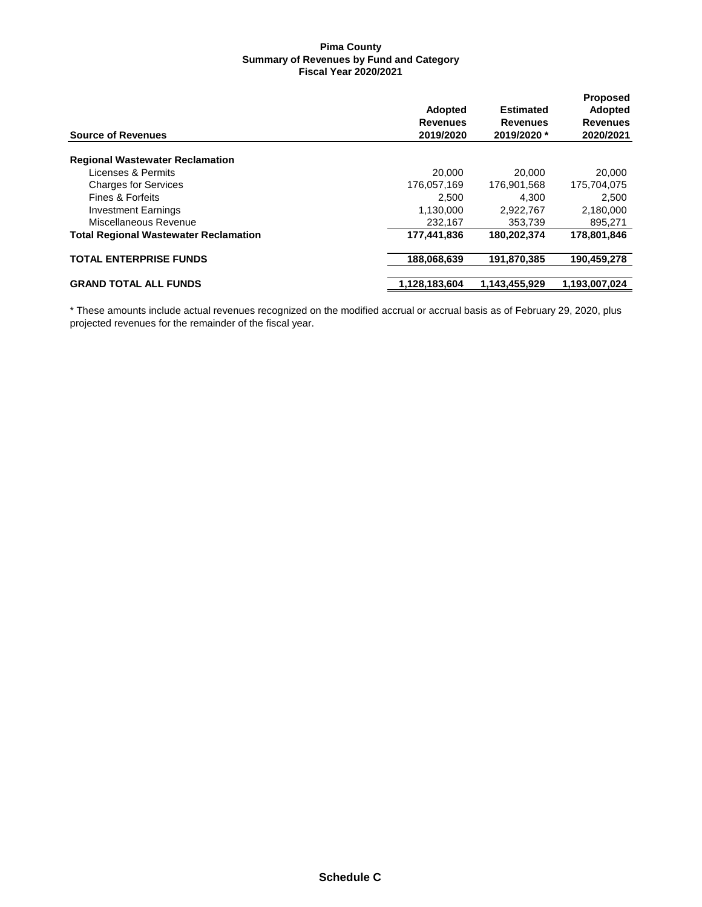**Pima County**
**Summary of Revenues by Fund and Category**
**Fiscal Year 2020/2021**

| Source of Revenues | Adopted Revenues 2019/2020 | Estimated Revenues 2019/2020 * | Proposed Adopted Revenues 2020/2021 |
|---|---|---|---|
| **Regional Wastewater Reclamation** | | | |
| Licenses & Permits | 20,000 | 20,000 | 20,000 |
| Charges for Services | 176,057,169 | 176,901,568 | 175,704,075 |
| Fines & Forfeits | 2,500 | 4,300 | 2,500 |
| Investment Earnings | 1,130,000 | 2,922,767 | 2,180,000 |
| Miscellaneous Revenue | 232,167 | 353,739 | 895,271 |
| **Total Regional Wastewater Reclamation** | **177,441,836** | **180,202,374** | **178,801,846** |
| **TOTAL ENTERPRISE FUNDS** | **188,068,639** | **191,870,385** | **190,459,278** |
| **GRAND TOTAL ALL FUNDS** | **1,128,183,604** | **1,143,455,929** | **1,193,007,024** |

* These amounts include actual revenues recognized on the modified accrual or accrual basis as of February 29, 2020, plus projected revenues for the remainder of the fiscal year.

**Schedule C**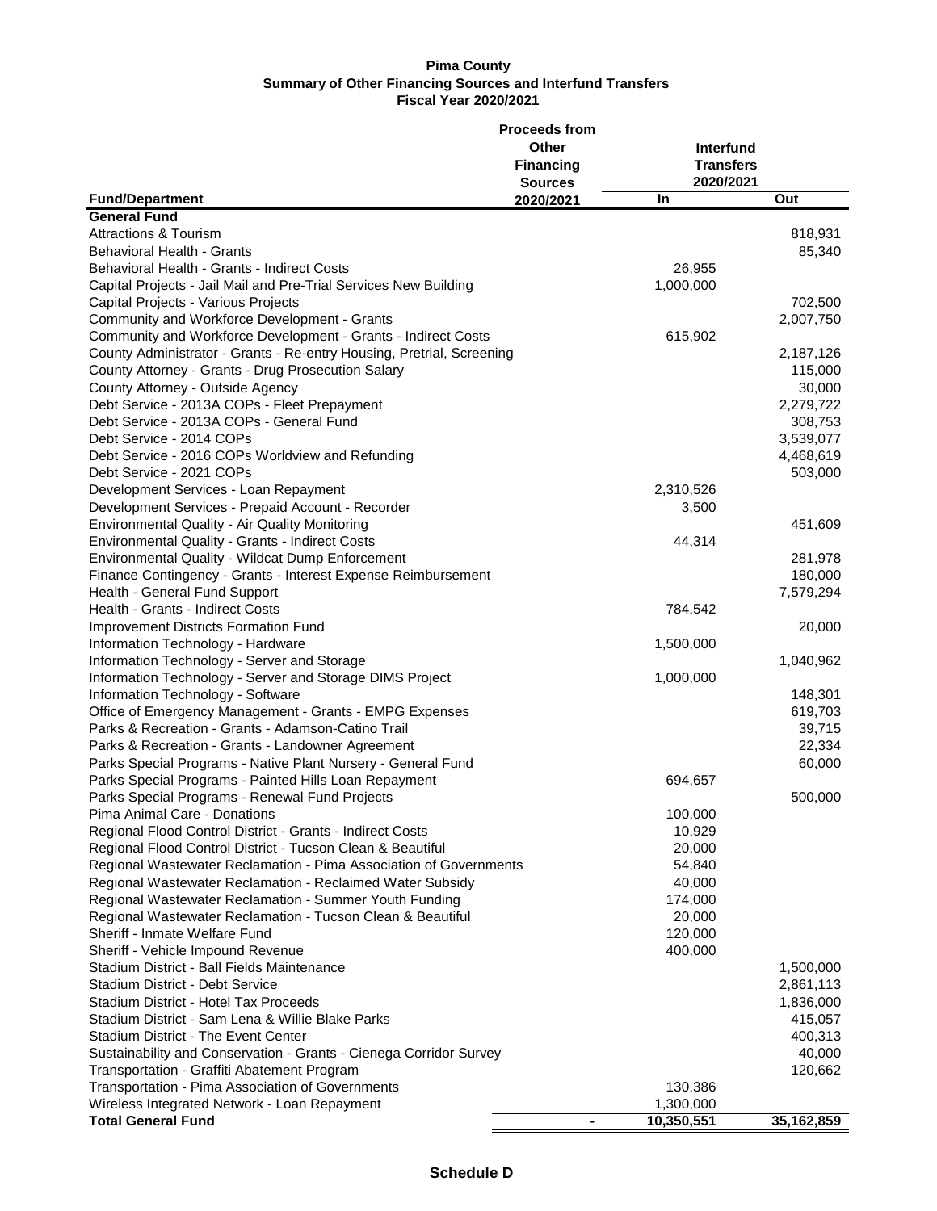**Pima County**
**Summary of Other Financing Sources and Interfund Transfers**
**Fiscal Year 2020/2021**

| Fund/Department | Proceeds from Other Financing Sources 2020/2021 | Interfund Transfers 2020/2021 | |
|---|---|---|---|
| | | In | Out |
| **General Fund** | | | |
| Attractions & Tourism | | | 818,931 |
| Behavioral Health - Grants | | | 85,340 |
| Behavioral Health - Grants - Indirect Costs | | 26,955 | |
| Capital Projects - Jail Mail and Pre-Trial Services New Building | | 1,000,000 | |
| Capital Projects - Various Projects | | | 702,500 |
| Community and Workforce Development - Grants | | | 2,007,750 |
| Community and Workforce Development - Grants - Indirect Costs | | 615,902 | |
| County Administrator - Grants - Re-entry Housing, Pretrial, Screening | | | 2,187,126 |
| County Attorney - Grants - Drug Prosecution Salary | | | 115,000 |
| County Attorney - Outside Agency | | | 30,000 |
| Debt Service - 2013A COPs - Fleet Prepayment | | | 2,279,722 |
| Debt Service - 2013A COPs - General Fund | | | 308,753 |
| Debt Service - 2014 COPs | | | 3,539,077 |
| Debt Service - 2016 COPs Worldview and Refunding | | | 4,468,619 |
| Debt Service - 2021 COPs | | | 503,000 |
| Development Services - Loan Repayment | | 2,310,526 | |
| Development Services - Prepaid Account - Recorder | | 3,500 | |
| Environmental Quality - Air Quality Monitoring | | | 451,609 |
| Environmental Quality - Grants - Indirect Costs | | 44,314 | |
| Environmental Quality - Wildcat Dump Enforcement | | | 281,978 |
| Finance Contingency - Grants - Interest Expense Reimbursement | | | 180,000 |
| Health - General Fund Support | | | 7,579,294 |
| Health - Grants - Indirect Costs | | 784,542 | |
| Improvement Districts Formation Fund | | | 20,000 |
| Information Technology - Hardware | | 1,500,000 | |
| Information Technology - Server and Storage | | | 1,040,962 |
| Information Technology - Server and Storage DIMS Project | | 1,000,000 | |
| Information Technology - Software | | | 148,301 |
| Office of Emergency Management - Grants - EMPG Expenses | | | 619,703 |
| Parks & Recreation - Grants - Adamson-Catino Trail | | | 39,715 |
| Parks & Recreation - Grants - Landowner Agreement | | | 22,334 |
| Parks Special Programs - Native Plant Nursery - General Fund | | | 60,000 |
| Parks Special Programs - Painted Hills Loan Repayment | | 694,657 | |
| Parks Special Programs - Renewal Fund Projects | | | 500,000 |
| Pima Animal Care - Donations | | 100,000 | |
| Regional Flood Control District - Grants - Indirect Costs | | 10,929 | |
| Regional Flood Control District - Tucson Clean & Beautiful | | 20,000 | |
| Regional Wastewater Reclamation - Pima Association of Governments | | 54,840 | |
| Regional Wastewater Reclamation - Reclaimed Water Subsidy | | 40,000 | |
| Regional Wastewater Reclamation - Summer Youth Funding | | 174,000 | |
| Regional Wastewater Reclamation - Tucson Clean & Beautiful | | 20,000 | |
| Sheriff - Inmate Welfare Fund | | 120,000 | |
| Sheriff - Vehicle Impound Revenue | | 400,000 | |
| Stadium District - Ball Fields Maintenance | | | 1,500,000 |
| Stadium District - Debt Service | | | 2,861,113 |
| Stadium District - Hotel Tax Proceeds | | | 1,836,000 |
| Stadium District - Sam Lena & Willie Blake Parks | | | 415,057 |
| Stadium District - The Event Center | | | 400,313 |
| Sustainability and Conservation - Grants - Cienega Corridor Survey | | | 40,000 |
| Transportation - Graffiti Abatement Program | | | 120,662 |
| Transportation - Pima Association of Governments | | 130,386 | |
| Wireless Integrated Network - Loan Repayment | | 1,300,000 | |
| **Total General Fund** | - | **10,350,551** | **35,162,859** |

**Schedule D**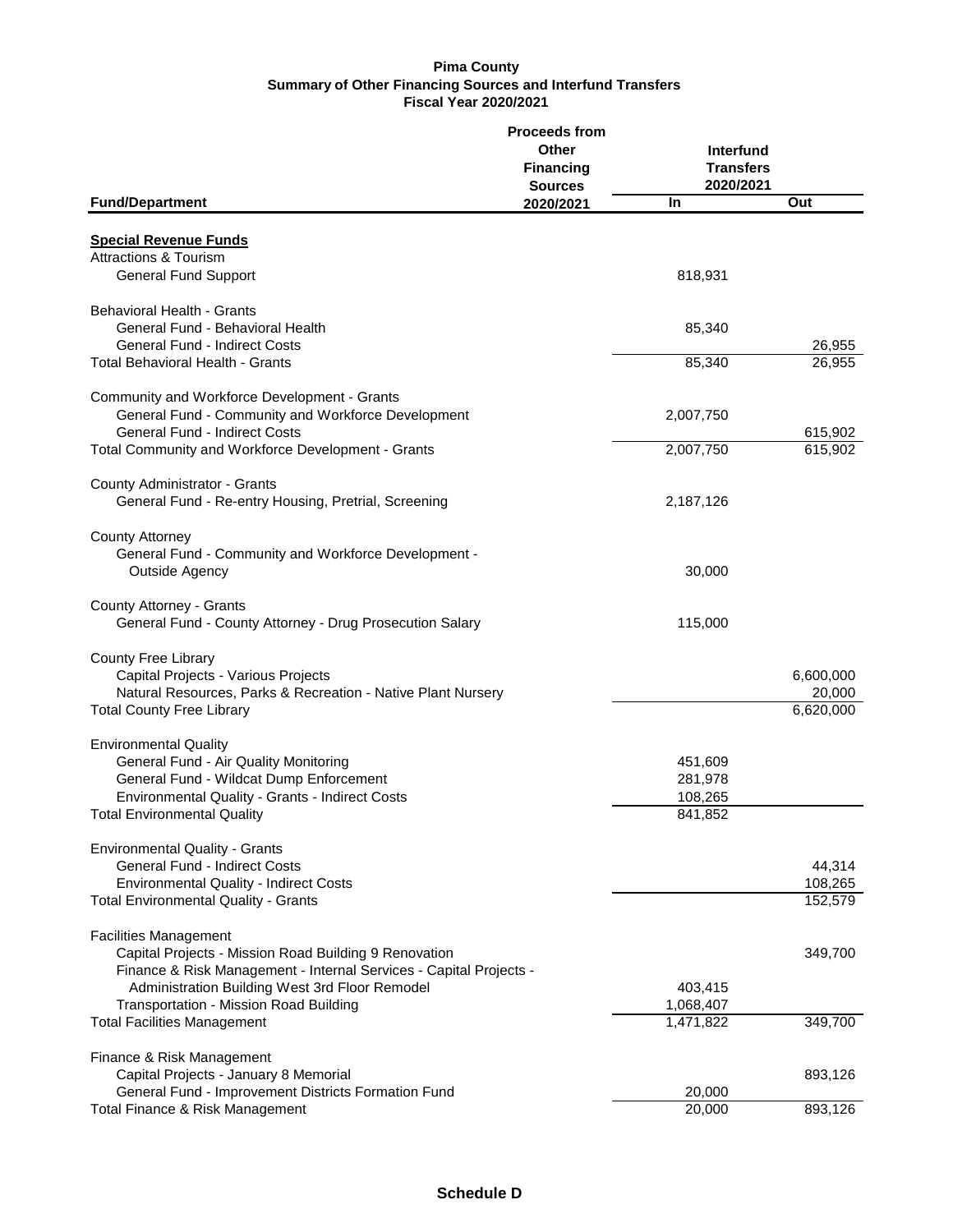**Pima County**
**Summary of Other Financing Sources and Interfund Transfers**
**Fiscal Year 2020/2021**

| Fund/Department | Proceeds from Other Financing Sources 2020/2021 | Interfund Transfers 2020/2021 | |
|---|---|---|---|
| | | In | Out |
| **Special Revenue Funds** | | | |
| Attractions & Tourism | | | |
| General Fund Support | | 818,931 | |
| | | | |
| Behavioral Health - Grants | | | |
| General Fund - Behavioral Health | | 85,340 | |
| General Fund - Indirect Costs | | | 26,955 |
| Total Behavioral Health - Grants | | 85,340 | 26,955 |
| | | | |
| Community and Workforce Development - Grants | | | |
| General Fund - Community and Workforce Development | | 2,007,750 | |
| General Fund - Indirect Costs | | | 615,902 |
| Total Community and Workforce Development - Grants | | 2,007,750 | 615,902 |
| | | | |
| County Administrator - Grants | | | |
| General Fund - Re-entry Housing, Pretrial, Screening | | 2,187,126 | |
| | | | |
| County Attorney | | | |
| General Fund - Community and Workforce Development - Outside Agency | | 30,000 | |
| | | | |
| County Attorney - Grants | | | |
| General Fund - County Attorney - Drug Prosecution Salary | | 115,000 | |
| | | | |
| County Free Library | | | |
| Capital Projects - Various Projects | | | 6,600,000 |
| Natural Resources, Parks & Recreation - Native Plant Nursery | | | 20,000 |
| Total County Free Library | | | 6,620,000 |
| | | | |
| Environmental Quality | | | |
| General Fund - Air Quality Monitoring | | 451,609 | |
| General Fund - Wildcat Dump Enforcement | | 281,978 | |
| Environmental Quality - Grants - Indirect Costs | | 108,265 | |
| Total Environmental Quality | | 841,852 | |
| | | | |
| Environmental Quality - Grants | | | |
| General Fund - Indirect Costs | | | 44,314 |
| Environmental Quality - Indirect Costs | | | 108,265 |
| Total Environmental Quality - Grants | | | 152,579 |
| | | | |
| Facilities Management | | | |
| Capital Projects - Mission Road Building 9 Renovation | | | 349,700 |
| Finance & Risk Management - Internal Services - Capital Projects - Administration Building West 3rd Floor Remodel | | 403,415 | |
| Transportation - Mission Road Building | | 1,068,407 | |
| Total Facilities Management | | 1,471,822 | 349,700 |
| | | | |
| Finance & Risk Management | | | |
| Capital Projects - January 8 Memorial | | | 893,126 |
| General Fund - Improvement Districts Formation Fund | | 20,000 | |
| Total Finance & Risk Management | | 20,000 | 893,126 |

**Schedule D**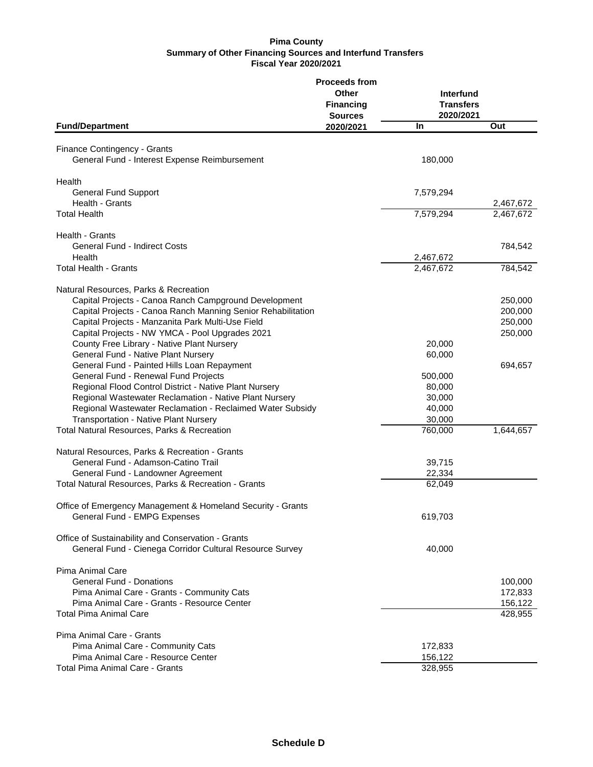**Pima County**
**Summary of Other Financing Sources and Interfund Transfers**
**Fiscal Year 2020/2021**

| Fund/Department | Proceeds from Other Financing Sources 2020/2021 | Interfund Transfers 2020/2021 In | Interfund Transfers 2020/2021 Out |
|---|---|---|---|
| Finance Contingency - Grants | | | |
| General Fund - Interest Expense Reimbursement | | 180,000 | |
| Health | | | |
| General Fund Support | | 7,579,294 | |
| Health - Grants | | | 2,467,672 |
| Total Health | | 7,579,294 | 2,467,672 |
| Health - Grants | | | |
| General Fund - Indirect Costs | | | 784,542 |
| Health | | 2,467,672 | |
| Total Health - Grants | | 2,467,672 | 784,542 |
| Natural Resources, Parks & Recreation | | | |
| Capital Projects - Canoa Ranch Campground Development | | | 250,000 |
| Capital Projects - Canoa Ranch Manning Senior Rehabilitation | | | 200,000 |
| Capital Projects - Manzanita Park Multi-Use Field | | | 250,000 |
| Capital Projects - NW YMCA - Pool Upgrades 2021 | | | 250,000 |
| County Free Library - Native Plant Nursery | | 20,000 | |
| General Fund - Native Plant Nursery | | 60,000 | |
| General Fund - Painted Hills Loan Repayment | | | 694,657 |
| General Fund - Renewal Fund Projects | | 500,000 | |
| Regional Flood Control District - Native Plant Nursery | | 80,000 | |
| Regional Wastewater Reclamation - Native Plant Nursery | | 30,000 | |
| Regional Wastewater Reclamation - Reclaimed Water Subsidy | | 40,000 | |
| Transportation - Native Plant Nursery | | 30,000 | |
| Total Natural Resources, Parks & Recreation | | 760,000 | 1,644,657 |
| Natural Resources, Parks & Recreation - Grants | | | |
| General Fund - Adamson-Catino Trail | | 39,715 | |
| General Fund - Landowner Agreement | | 22,334 | |
| Total Natural Resources, Parks & Recreation - Grants | | 62,049 | |
| Office of Emergency Management & Homeland Security - Grants | | | |
| General Fund - EMPG Expenses | | 619,703 | |
| Office of Sustainability and Conservation - Grants | | | |
| General Fund - Cienega Corridor Cultural Resource Survey | | 40,000 | |
| Pima Animal Care | | | |
| General Fund - Donations | | | 100,000 |
| Pima Animal Care - Grants - Community Cats | | | 172,833 |
| Pima Animal Care - Grants - Resource Center | | | 156,122 |
| Total Pima Animal Care | | | 428,955 |
| Pima Animal Care - Grants | | | |
| Pima Animal Care - Community Cats | | 172,833 | |
| Pima Animal Care - Resource Center | | 156,122 | |
| Total Pima Animal Care - Grants | | 328,955 | |

**Schedule D**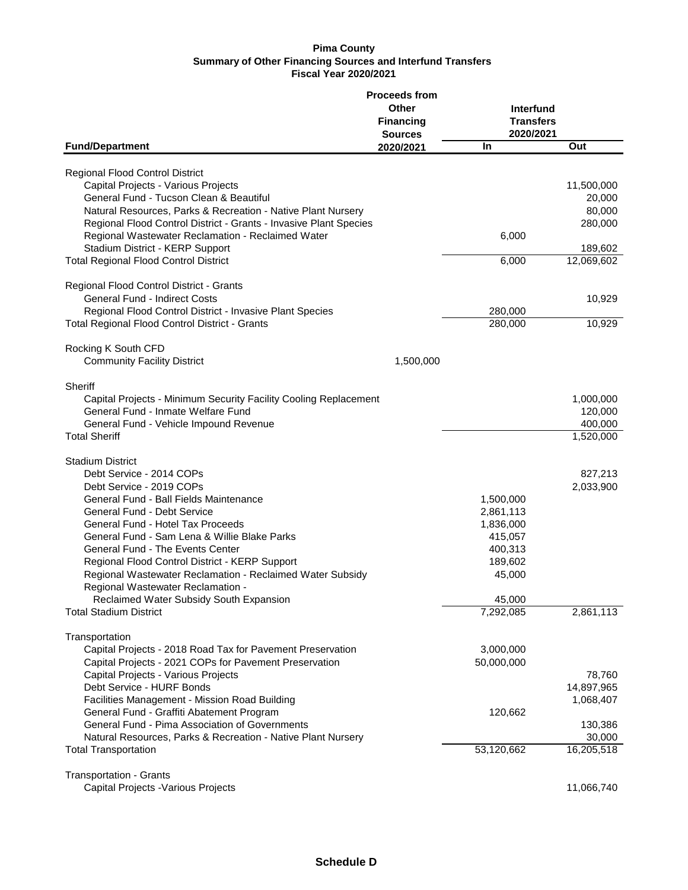**Pima County**
**Summary of Other Financing Sources and Interfund Transfers**
**Fiscal Year 2020/2021**

| Fund/Department | Proceeds from Other Financing Sources 2020/2021 | Interfund Transfers 2020/2021 In | Interfund Transfers 2020/2021 Out |
|---|---|---|---|
| Regional Flood Control District | | | |
| Capital Projects - Various Projects | | | 11,500,000 |
| General Fund - Tucson Clean & Beautiful | | | 20,000 |
| Natural Resources, Parks & Recreation - Native Plant Nursery | | | 80,000 |
| Regional Flood Control District - Grants - Invasive Plant Species | | | 280,000 |
| Regional Wastewater Reclamation - Reclaimed Water | | 6,000 | |
| Stadium District - KERP Support | | | 189,602 |
| Total Regional Flood Control District | | 6,000 | 12,069,602 |
| Regional Flood Control District - Grants | | | |
| General Fund - Indirect Costs | | | 10,929 |
| Regional Flood Control District - Invasive Plant Species | | 280,000 | |
| Total Regional Flood Control District - Grants | | 280,000 | 10,929 |
| Rocking K South CFD | | | |
| Community Facility District | 1,500,000 | | |
| Sheriff | | | |
| Capital Projects - Minimum Security Facility Cooling Replacement | | | 1,000,000 |
| General Fund - Inmate Welfare Fund | | | 120,000 |
| General Fund - Vehicle Impound Revenue | | | 400,000 |
| Total Sheriff | | | 1,520,000 |
| Stadium District | | | |
| Debt Service - 2014 COPs | | | 827,213 |
| Debt Service - 2019 COPs | | | 2,033,900 |
| General Fund - Ball Fields Maintenance | | 1,500,000 | |
| General Fund - Debt Service | | 2,861,113 | |
| General Fund - Hotel Tax Proceeds | | 1,836,000 | |
| General Fund - Sam Lena & Willie Blake Parks | | 415,057 | |
| General Fund - The Events Center | | 400,313 | |
| Regional Flood Control District - KERP Support | | 189,602 | |
| Regional Wastewater Reclamation - Reclaimed Water Subsidy | | 45,000 | |
| Regional Wastewater Reclamation - Reclaimed Water Subsidy South Expansion | | 45,000 | |
| Total Stadium District | | 7,292,085 | 2,861,113 |
| Transportation | | | |
| Capital Projects - 2018 Road Tax for Pavement Preservation | | 3,000,000 | |
| Capital Projects - 2021 COPs for Pavement Preservation | | 50,000,000 | |
| Capital Projects - Various Projects | | | 78,760 |
| Debt Service - HURF Bonds | | | 14,897,965 |
| Facilities Management - Mission Road Building | | | 1,068,407 |
| General Fund - Graffiti Abatement Program | | 120,662 | |
| General Fund - Pima Association of Governments | | | 130,386 |
| Natural Resources, Parks & Recreation - Native Plant Nursery | | | 30,000 |
| Total Transportation | | 53,120,662 | 16,205,518 |
| Transportation - Grants | | | |
| Capital Projects -Various Projects | | | 11,066,740 |

**Schedule D**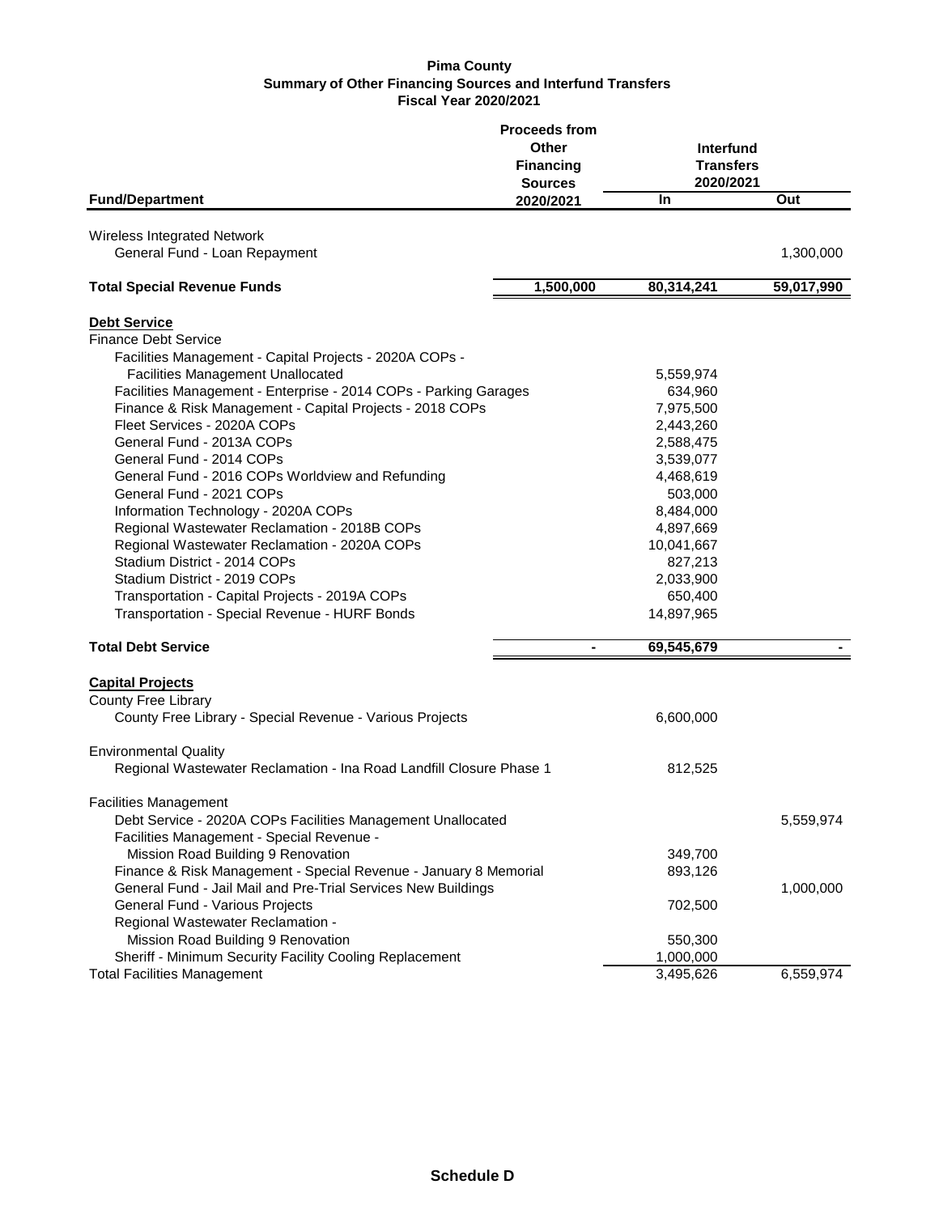**Pima County**
**Summary of Other Financing Sources and Interfund Transfers**
**Fiscal Year 2020/2021**

| Fund/Department | Proceeds from Other Financing Sources 2020/2021 | Interfund Transfers 2020/2021 In | Interfund Transfers 2020/2021 Out |
|---|---|---|---|
| Wireless Integrated Network | | | |
| General Fund - Loan Repayment | | | 1,300,000 |
| **Total Special Revenue Funds** | **1,500,000** | **80,314,241** | **59,017,990** |
| **Debt Service** | | | |
| Finance Debt Service | | | |
| Facilities Management - Capital Projects - 2020A COPs - Facilities Management Unallocated | | 5,559,974 | |
| Facilities Management - Enterprise - 2014 COPs - Parking Garages | | 634,960 | |
| Finance & Risk Management - Capital Projects - 2018 COPs | | 7,975,500 | |
| Fleet Services - 2020A COPs | | 2,443,260 | |
| General Fund - 2013A COPs | | 2,588,475 | |
| General Fund - 2014 COPs | | 3,539,077 | |
| General Fund - 2016 COPs Worldview and Refunding | | 4,468,619 | |
| General Fund - 2021 COPs | | 503,000 | |
| Information Technology - 2020A COPs | | 8,484,000 | |
| Regional Wastewater Reclamation - 2018B COPs | | 4,897,669 | |
| Regional Wastewater Reclamation - 2020A COPs | | 10,041,667 | |
| Stadium District - 2014 COPs | | 827,213 | |
| Stadium District - 2019 COPs | | 2,033,900 | |
| Transportation - Capital Projects - 2019A COPs | | 650,400 | |
| Transportation - Special Revenue - HURF Bonds | | 14,897,965 | |
| **Total Debt Service** | **-** | **69,545,679** | **-** |
| **Capital Projects** | | | |
| County Free Library | | | |
| County Free Library - Special Revenue - Various Projects | | 6,600,000 | |
| Environmental Quality | | | |
| Regional Wastewater Reclamation - Ina Road Landfill Closure Phase 1 | | 812,525 | |
| Facilities Management | | | |
| Debt Service - 2020A COPs Facilities Management Unallocated | | | 5,559,974 |
| Facilities Management - Special Revenue - Mission Road Building 9 Renovation | | 349,700 | |
| Finance & Risk Management - Special Revenue - January 8 Memorial | | 893,126 | |
| General Fund - Jail Mail and Pre-Trial Services New Buildings | | | 1,000,000 |
| General Fund - Various Projects | | 702,500 | |
| Regional Wastewater Reclamation - Mission Road Building 9 Renovation | | 550,300 | |
| Sheriff - Minimum Security Facility Cooling Replacement | | 1,000,000 | |
| Total Facilities Management | | 3,495,626 | 6,559,974 |

**Schedule D**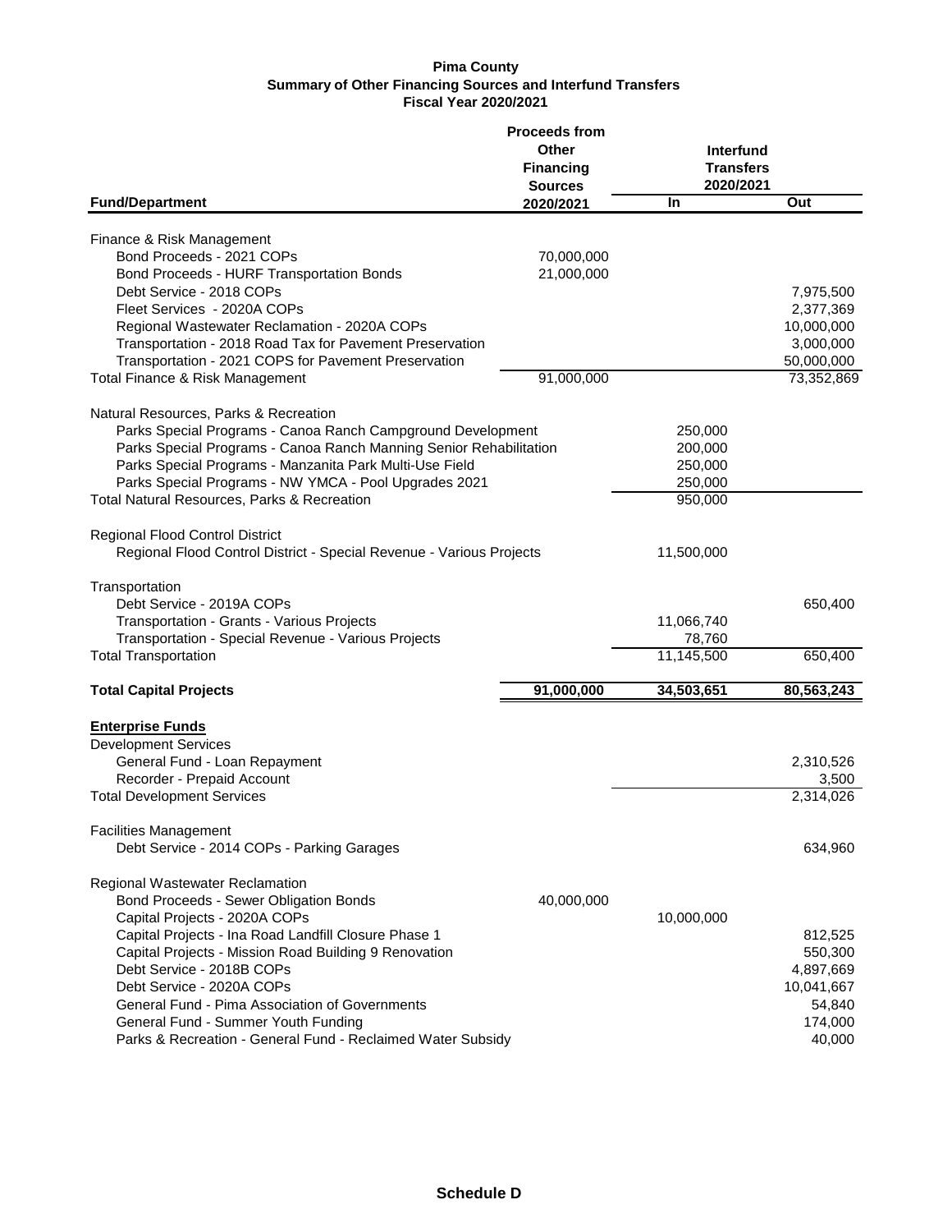# Pima County
## Summary of Other Financing Sources and Interfund Transfers
### Fiscal Year 2020/2021

| Fund/Department | Proceeds from Other Financing Sources 2020/2021 | Interfund Transfers 2020/2021 In | Interfund Transfers 2020/2021 Out |
|---|---|---|---|
| Finance & Risk Management | | | |
| Bond Proceeds - 2021 COPs | 70,000,000 | | |
| Bond Proceeds - HURF Transportation Bonds | 21,000,000 | | |
| Debt Service - 2018 COPs | | | 7,975,500 |
| Fleet Services - 2020A COPs | | | 2,377,369 |
| Regional Wastewater Reclamation - 2020A COPs | | | 10,000,000 |
| Transportation - 2018 Road Tax for Pavement Preservation | | | 3,000,000 |
| Transportation - 2021 COPS for Pavement Preservation | | | 50,000,000 |
| Total Finance & Risk Management | 91,000,000 | | 73,352,869 |
| Natural Resources, Parks & Recreation | | | |
| Parks Special Programs - Canoa Ranch Campground Development | | 250,000 | |
| Parks Special Programs - Canoa Ranch Manning Senior Rehabilitation | | 200,000 | |
| Parks Special Programs - Manzanita Park Multi-Use Field | | 250,000 | |
| Parks Special Programs - NW YMCA - Pool Upgrades 2021 | | 250,000 | |
| Total Natural Resources, Parks & Recreation | | 950,000 | |
| Regional Flood Control District | | | |
| Regional Flood Control District - Special Revenue - Various Projects | | 11,500,000 | |
| Transportation | | | |
| Debt Service - 2019A COPs | | | 650,400 |
| Transportation - Grants - Various Projects | | 11,066,740 | |
| Transportation - Special Revenue - Various Projects | | 78,760 | |
| Total Transportation | | 11,145,500 | 650,400 |
| **Total Capital Projects** | **91,000,000** | **34,503,651** | **80,563,243** |
| **Enterprise Funds** | | | |
| Development Services | | | |
| General Fund - Loan Repayment | | | 2,310,526 |
| Recorder - Prepaid Account | | | 3,500 |
| Total Development Services | | | 2,314,026 |
| Facilities Management | | | |
| Debt Service - 2014 COPs - Parking Garages | | | 634,960 |
| Regional Wastewater Reclamation | | | |
| Bond Proceeds - Sewer Obligation Bonds | 40,000,000 | | |
| Capital Projects - 2020A COPs | | 10,000,000 | |
| Capital Projects - Ina Road Landfill Closure Phase 1 | | | 812,525 |
| Capital Projects - Mission Road Building 9 Renovation | | | 550,300 |
| Debt Service - 2018B COPs | | | 4,897,669 |
| Debt Service - 2020A COPs | | | 10,041,667 |
| General Fund - Pima Association of Governments | | | 54,840 |
| General Fund - Summer Youth Funding | | | 174,000 |
| Parks & Recreation - General Fund - Reclaimed Water Subsidy | | | 40,000 |

Schedule D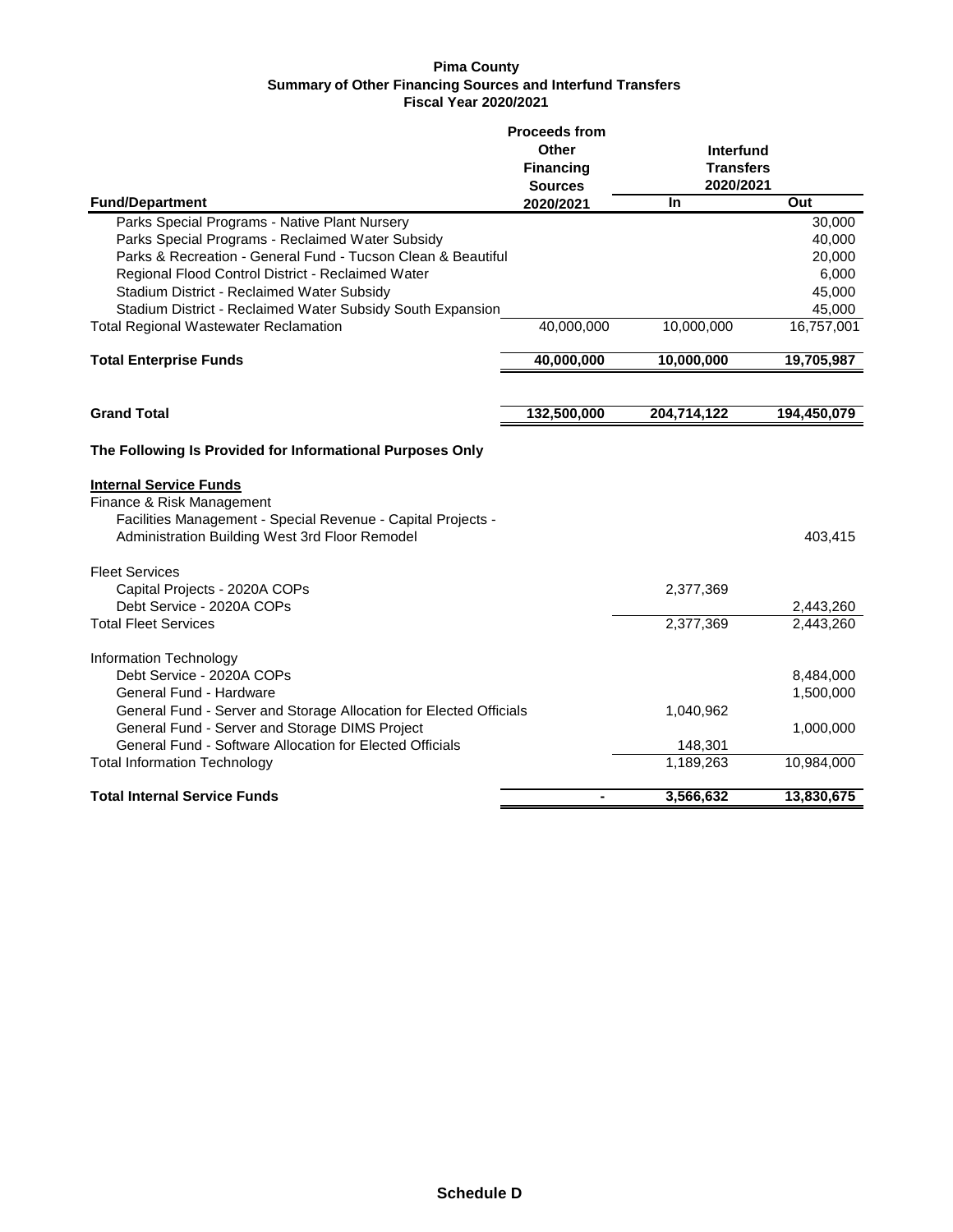**Pima County**
**Summary of Other Financing Sources and Interfund Transfers**
**Fiscal Year 2020/2021**

| Fund/Department | Proceeds from Other Financing Sources 2020/2021 | Interfund Transfers 2020/2021 In | Interfund Transfers 2020/2021 Out |
|---|---|---|---|
| Parks Special Programs - Native Plant Nursery | | | 30,000 |
| Parks Special Programs - Reclaimed Water Subsidy | | | 40,000 |
| Parks & Recreation - General Fund - Tucson Clean & Beautiful | | | 20,000 |
| Regional Flood Control District - Reclaimed Water | | | 6,000 |
| Stadium District - Reclaimed Water Subsidy | | | 45,000 |
| Stadium District - Reclaimed Water Subsidy South Expansion | | | 45,000 |
| Total Regional Wastewater Reclamation | 40,000,000 | 10,000,000 | 16,757,001 |
| **Total Enterprise Funds** | **40,000,000** | **10,000,000** | **19,705,987** |
| **Grand Total** | **132,500,000** | **204,714,122** | **194,450,079** |

**The Following Is Provided for Informational Purposes Only**

| Fund/Department | Proceeds from Other Financing Sources 2020/2021 | Interfund Transfers 2020/2021 In | Interfund Transfers 2020/2021 Out |
|---|---|---|---|
| **Internal Service Funds** | | | |
| Finance & Risk Management | | | |
| Facilities Management - Special Revenue - Capital Projects - Administration Building West 3rd Floor Remodel | | | 403,415 |
| Fleet Services | | | |
| Capital Projects - 2020A COPs | | 2,377,369 | |
| Debt Service - 2020A COPs | | | 2,443,260 |
| Total Fleet Services | | 2,377,369 | 2,443,260 |
| Information Technology | | | |
| Debt Service - 2020A COPs | | | 8,484,000 |
| General Fund - Hardware | | | 1,500,000 |
| General Fund - Server and Storage Allocation for Elected Officials | | 1,040,962 | |
| General Fund - Server and Storage DIMS Project | | | 1,000,000 |
| General Fund - Software Allocation for Elected Officials | | 148,301 | |
| Total Information Technology | | 1,189,263 | 10,984,000 |
| **Total Internal Service Funds** | **-** | **3,566,632** | **13,830,675** |

**Schedule D**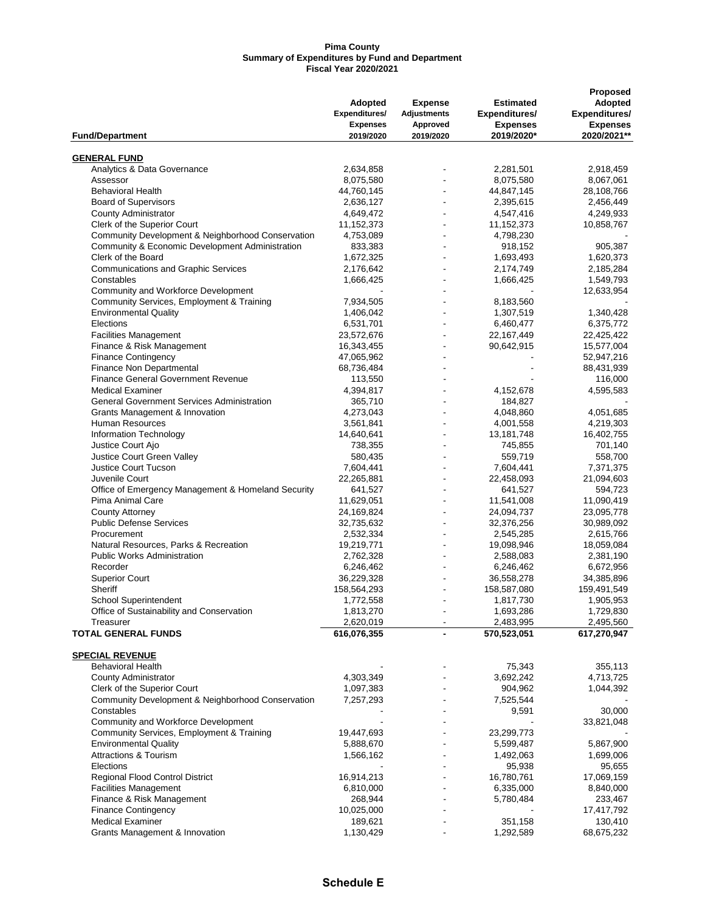**Pima County**
**Summary of Expenditures by Fund and Department**
**Fiscal Year 2020/2021**

| Fund/Department | Adopted Expenditures/ Expenses 2019/2020 | Expense Adjustments Approved 2019/2020 | Estimated Expenditures/ Expenses 2019/2020* | Proposed Adopted Expenditures/ Expenses 2020/2021** |
|---|---|---|---|---|
| **GENERAL FUND** | | | | |
| Analytics & Data Governance | 2,634,858 | - | 2,281,501 | 2,918,459 |
| Assessor | 8,075,580 | - | 8,075,580 | 8,067,061 |
| Behavioral Health | 44,760,145 | - | 44,847,145 | 28,108,766 |
| Board of Supervisors | 2,636,127 | - | 2,395,615 | 2,456,449 |
| County Administrator | 4,649,472 | - | 4,547,416 | 4,249,933 |
| Clerk of the Superior Court | 11,152,373 | - | 11,152,373 | 10,858,767 |
| Community Development & Neighborhood Conservation | 4,753,089 | - | 4,798,230 | - |
| Community & Economic Development Administration | 833,383 | - | 918,152 | 905,387 |
| Clerk of the Board | 1,672,325 | - | 1,693,493 | 1,620,373 |
| Communications and Graphic Services | 2,176,642 | - | 2,174,749 | 2,185,284 |
| Constables | 1,666,425 | - | 1,666,425 | 1,549,793 |
| Community and Workforce Development | - | - | - | 12,633,954 |
| Community Services, Employment & Training | 7,934,505 | - | 8,183,560 | - |
| Environmental Quality | 1,406,042 | - | 1,307,519 | 1,340,428 |
| Elections | 6,531,701 | - | 6,460,477 | 6,375,772 |
| Facilities Management | 23,572,676 | - | 22,167,449 | 22,425,422 |
| Finance & Risk Management | 16,343,455 | - | 90,642,915 | 15,577,004 |
| Finance Contingency | 47,065,962 | - | - | 52,947,216 |
| Finance Non Departmental | 68,736,484 | - | - | 88,431,939 |
| Finance General Government Revenue | 113,550 | - | - | 116,000 |
| Medical Examiner | 4,394,817 | - | 4,152,678 | 4,595,583 |
| General Government Services Administration | 365,710 | - | 184,827 | - |
| Grants Management & Innovation | 4,273,043 | - | 4,048,860 | 4,051,685 |
| Human Resources | 3,561,841 | - | 4,001,558 | 4,219,303 |
| Information Technology | 14,640,641 | - | 13,181,748 | 16,402,755 |
| Justice Court Ajo | 738,355 | - | 745,855 | 701,140 |
| Justice Court Green Valley | 580,435 | - | 559,719 | 558,700 |
| Justice Court Tucson | 7,604,441 | - | 7,604,441 | 7,371,375 |
| Juvenile Court | 22,265,881 | - | 22,458,093 | 21,094,603 |
| Office of Emergency Management & Homeland Security | 641,527 | - | 641,527 | 594,723 |
| Pima Animal Care | 11,629,051 | - | 11,541,008 | 11,090,419 |
| County Attorney | 24,169,824 | - | 24,094,737 | 23,095,778 |
| Public Defense Services | 32,735,632 | - | 32,376,256 | 30,989,092 |
| Procurement | 2,532,334 | - | 2,545,285 | 2,615,766 |
| Natural Resources, Parks & Recreation | 19,219,771 | - | 19,098,946 | 18,059,084 |
| Public Works Administration | 2,762,328 | - | 2,588,083 | 2,381,190 |
| Recorder | 6,246,462 | - | 6,246,462 | 6,672,956 |
| Superior Court | 36,229,328 | - | 36,558,278 | 34,385,896 |
| Sheriff | 158,564,293 | - | 158,587,080 | 159,491,549 |
| School Superintendent | 1,772,558 | - | 1,817,730 | 1,905,953 |
| Office of Sustainability and Conservation | 1,813,270 | - | 1,693,286 | 1,729,830 |
| Treasurer | 2,620,019 | - | 2,483,995 | 2,495,560 |
| **TOTAL GENERAL FUNDS** | **616,076,355** | **-** | **570,523,051** | **617,270,947** |
| **SPECIAL REVENUE** | | | | |
| Behavioral Health | - | - | 75,343 | 355,113 |
| County Administrator | 4,303,349 | - | 3,692,242 | 4,713,725 |
| Clerk of the Superior Court | 1,097,383 | - | 904,962 | 1,044,392 |
| Community Development & Neighborhood Conservation | 7,257,293 | - | 7,525,544 | - |
| Constables | - | - | 9,591 | 30,000 |
| Community and Workforce Development | - | - | - | 33,821,048 |
| Community Services, Employment & Training | 19,447,693 | - | 23,299,773 | - |
| Environmental Quality | 5,888,670 | - | 5,599,487 | 5,867,900 |
| Attractions & Tourism | 1,566,162 | - | 1,492,063 | 1,699,006 |
| Elections | - | - | 95,938 | 95,655 |
| Regional Flood Control District | 16,914,213 | - | 16,780,761 | 17,069,159 |
| Facilities Management | 6,810,000 | - | 6,335,000 | 8,840,000 |
| Finance & Risk Management | 268,944 | - | 5,780,484 | 233,467 |
| Finance Contingency | 10,025,000 | - | - | 17,417,792 |
| Medical Examiner | 189,621 | - | 351,158 | 130,410 |
| Grants Management & Innovation | 1,130,429 | - | 1,292,589 | 68,675,232 |

**Schedule E**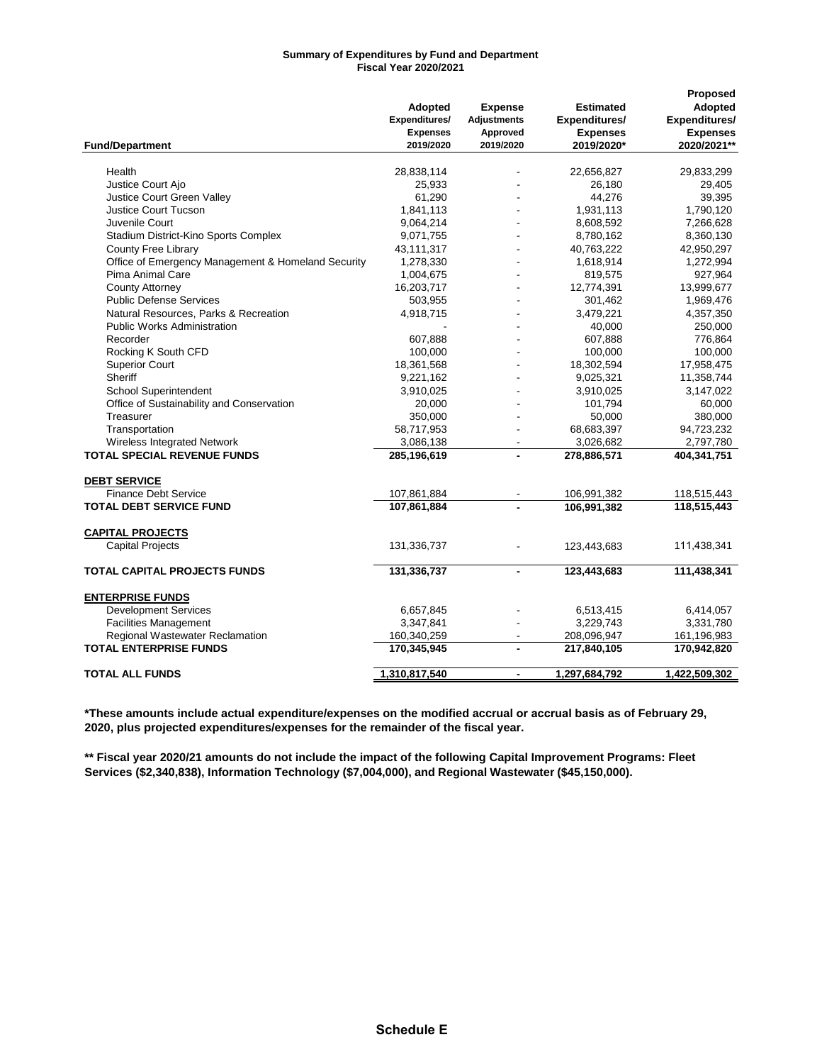**Summary of Expenditures by Fund and Department**
**Fiscal Year 2020/2021**

| Fund/Department | Adopted Expenditures/ Expenses 2019/2020 | Expense Adjustments Approved 2019/2020 | Estimated Expenditures/ Expenses 2019/2020* | Proposed Adopted Expenditures/ Expenses 2020/2021** |
|---|---|---|---|---|
| Health | 28,838,114 | - | 22,656,827 | 29,833,299 |
| Justice Court Ajo | 25,933 | - | 26,180 | 29,405 |
| Justice Court Green Valley | 61,290 | - | 44,276 | 39,395 |
| Justice Court Tucson | 1,841,113 | - | 1,931,113 | 1,790,120 |
| Juvenile Court | 9,064,214 | - | 8,608,592 | 7,266,628 |
| Stadium District-Kino Sports Complex | 9,071,755 | - | 8,780,162 | 8,360,130 |
| County Free Library | 43,111,317 | - | 40,763,222 | 42,950,297 |
| Office of Emergency Management & Homeland Security | 1,278,330 | - | 1,618,914 | 1,272,994 |
| Pima Animal Care | 1,004,675 | - | 819,575 | 927,964 |
| County Attorney | 16,203,717 | - | 12,774,391 | 13,999,677 |
| Public Defense Services | 503,955 | - | 301,462 | 1,969,476 |
| Natural Resources, Parks & Recreation | 4,918,715 | - | 3,479,221 | 4,357,350 |
| Public Works Administration | - | - | 40,000 | 250,000 |
| Recorder | 607,888 | - | 607,888 | 776,864 |
| Rocking K South CFD | 100,000 | - | 100,000 | 100,000 |
| Superior Court | 18,361,568 | - | 18,302,594 | 17,958,475 |
| Sheriff | 9,221,162 | - | 9,025,321 | 11,358,744 |
| School Superintendent | 3,910,025 | - | 3,910,025 | 3,147,022 |
| Office of Sustainability and Conservation | 20,000 | - | 101,794 | 60,000 |
| Treasurer | 350,000 | - | 50,000 | 380,000 |
| Transportation | 58,717,953 | - | 68,683,397 | 94,723,232 |
| Wireless Integrated Network | 3,086,138 | - | 3,026,682 | 2,797,780 |
| **TOTAL SPECIAL REVENUE FUNDS** | **285,196,619** | **-** | **278,886,571** | **404,341,751** |
| **DEBT SERVICE** | | | | |
| Finance Debt Service | 107,861,884 | - | 106,991,382 | 118,515,443 |
| **TOTAL DEBT SERVICE FUND** | **107,861,884** | **-** | **106,991,382** | **118,515,443** |
| **CAPITAL PROJECTS** | | | | |
| Capital Projects | 131,336,737 | - | 123,443,683 | 111,438,341 |
| **TOTAL CAPITAL PROJECTS FUNDS** | **131,336,737** | **-** | **123,443,683** | **111,438,341** |
| **ENTERPRISE FUNDS** | | | | |
| Development Services | 6,657,845 | - | 6,513,415 | 6,414,057 |
| Facilities Management | 3,347,841 | - | 3,229,743 | 3,331,780 |
| Regional Wastewater Reclamation | 160,340,259 | - | 208,096,947 | 161,196,983 |
| **TOTAL ENTERPRISE FUNDS** | **170,345,945** | **-** | **217,840,105** | **170,942,820** |
| **TOTAL ALL FUNDS** | **1,310,817,540** | **-** | **1,297,684,792** | **1,422,509,302** |

**\*These amounts include actual expenditure/expenses on the modified accrual or accrual basis as of February 29, 2020, plus projected expenditures/expenses for the remainder of the fiscal year.**

**\*\* Fiscal year 2020/21 amounts do not include the impact of the following Capital Improvement Programs: Fleet Services ($2,340,838), Information Technology ($7,004,000), and Regional Wastewater ($45,150,000).**

**Schedule E**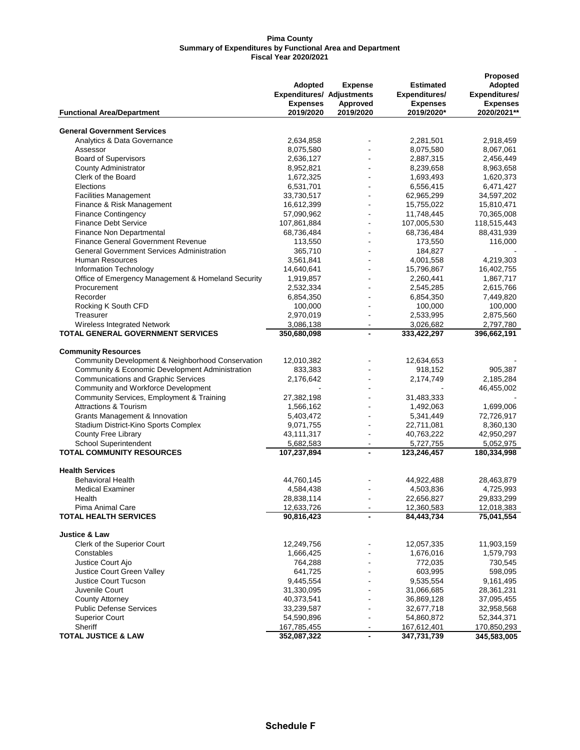**Pima County**
**Summary of Expenditures by Functional Area and Department**
**Fiscal Year 2020/2021**

| Functional Area/Department | Adopted Expenditures/ Expenses 2019/2020 | Expense Adjustments Approved 2019/2020 | Estimated Expenditures/ Expenses 2019/2020* | Proposed Adopted Expenditures/ Expenses 2020/2021** |
|---|---|---|---|---|
| **General Government Services** | | | | |
| Analytics & Data Governance | 2,634,858 | - | 2,281,501 | 2,918,459 |
| Assessor | 8,075,580 | - | 8,075,580 | 8,067,061 |
| Board of Supervisors | 2,636,127 | - | 2,887,315 | 2,456,449 |
| County Administrator | 8,952,821 | - | 8,239,658 | 8,963,658 |
| Clerk of the Board | 1,672,325 | - | 1,693,493 | 1,620,373 |
| Elections | 6,531,701 | - | 6,556,415 | 6,471,427 |
| Facilities Management | 33,730,517 | - | 62,965,299 | 34,597,202 |
| Finance & Risk Management | 16,612,399 | - | 15,755,022 | 15,810,471 |
| Finance Contingency | 57,090,962 | - | 11,748,445 | 70,365,008 |
| Finance Debt Service | 107,861,884 | - | 107,005,530 | 118,515,443 |
| Finance Non Departmental | 68,736,484 | - | 68,736,484 | 88,431,939 |
| Finance General Government Revenue | 113,550 | - | 173,550 | 116,000 |
| General Government Services Administration | 365,710 | - | 184,827 | - |
| Human Resources | 3,561,841 | - | 4,001,558 | 4,219,303 |
| Information Technology | 14,640,641 | - | 15,796,867 | 16,402,755 |
| Office of Emergency Management & Homeland Security | 1,919,857 | - | 2,260,441 | 1,867,717 |
| Procurement | 2,532,334 | - | 2,545,285 | 2,615,766 |
| Recorder | 6,854,350 | - | 6,854,350 | 7,449,820 |
| Rocking K South CFD | 100,000 | - | 100,000 | 100,000 |
| Treasurer | 2,970,019 | - | 2,533,995 | 2,875,560 |
| Wireless Integrated Network | 3,086,138 | - | 3,026,682 | 2,797,780 |
| **TOTAL GENERAL GOVERNMENT SERVICES** | **350,680,098** | **-** | **333,422,297** | **396,662,191** |
| **Community Resources** | | | | |
| Community Development & Neighborhood Conservation | 12,010,382 | - | 12,634,653 | - |
| Community & Economic Development Administration | 833,383 | - | 918,152 | 905,387 |
| Communications and Graphic Services | 2,176,642 | - | 2,174,749 | 2,185,284 |
| Community and Workforce Development | - | - | - | 46,455,002 |
| Community Services, Employment & Training | 27,382,198 | - | 31,483,333 | - |
| Attractions & Tourism | 1,566,162 | - | 1,492,063 | 1,699,006 |
| Grants Management & Innovation | 5,403,472 | - | 5,341,449 | 72,726,917 |
| Stadium District-Kino Sports Complex | 9,071,755 | - | 22,711,081 | 8,360,130 |
| County Free Library | 43,111,317 | - | 40,763,222 | 42,950,297 |
| School Superintendent | 5,682,583 | - | 5,727,755 | 5,052,975 |
| **TOTAL COMMUNITY RESOURCES** | **107,237,894** | **-** | **123,246,457** | **180,334,998** |
| **Health Services** | | | | |
| Behavioral Health | 44,760,145 | - | 44,922,488 | 28,463,879 |
| Medical Examiner | 4,584,438 | - | 4,503,836 | 4,725,993 |
| Health | 28,838,114 | - | 22,656,827 | 29,833,299 |
| Pima Animal Care | 12,633,726 | - | 12,360,583 | 12,018,383 |
| **TOTAL HEALTH SERVICES** | **90,816,423** | **-** | **84,443,734** | **75,041,554** |
| **Justice & Law** | | | | |
| Clerk of the Superior Court | 12,249,756 | - | 12,057,335 | 11,903,159 |
| Constables | 1,666,425 | - | 1,676,016 | 1,579,793 |
| Justice Court Ajo | 764,288 | - | 772,035 | 730,545 |
| Justice Court Green Valley | 641,725 | - | 603,995 | 598,095 |
| Justice Court Tucson | 9,445,554 | - | 9,535,554 | 9,161,495 |
| Juvenile Court | 31,330,095 | - | 31,066,685 | 28,361,231 |
| County Attorney | 40,373,541 | - | 36,869,128 | 37,095,455 |
| Public Defense Services | 33,239,587 | - | 32,677,718 | 32,958,568 |
| Superior Court | 54,590,896 | - | 54,860,872 | 52,344,371 |
| Sheriff | 167,785,455 | - | 167,612,401 | 170,850,293 |
| **TOTAL JUSTICE & LAW** | **352,087,322** | **-** | **347,731,739** | **345,583,005** |

**Schedule F**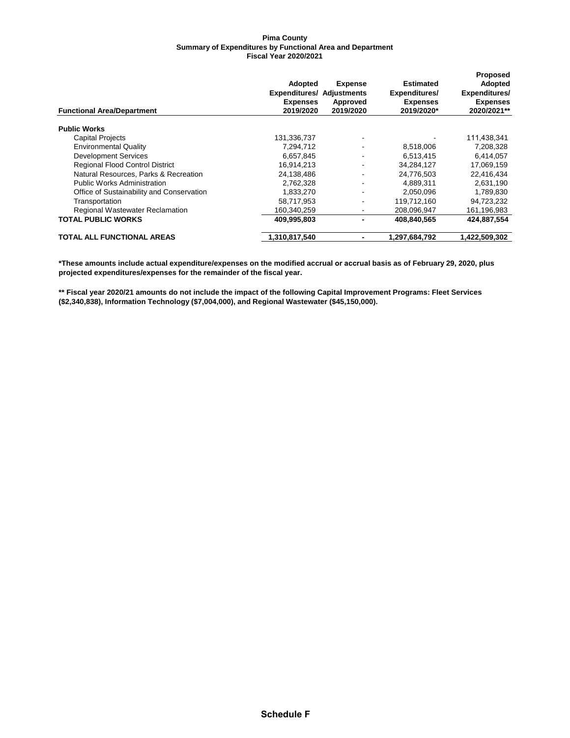**Pima County**
**Summary of Expenditures by Functional Area and Department**
**Fiscal Year 2020/2021**

| Functional Area/Department | Adopted Expenditures/ Expenses 2019/2020 | Expense Adjustments Approved 2019/2020 | Estimated Expenditures/ Expenses 2019/2020* | Proposed Adopted Expenditures/ Expenses 2020/2021** |
|---|---|---|---|---|
| **Public Works** | | | | |
| Capital Projects | 131,336,737 | - | - | 111,438,341 |
| Environmental Quality | 7,294,712 | - | 8,518,006 | 7,208,328 |
| Development Services | 6,657,845 | - | 6,513,415 | 6,414,057 |
| Regional Flood Control District | 16,914,213 | - | 34,284,127 | 17,069,159 |
| Natural Resources, Parks & Recreation | 24,138,486 | - | 24,776,503 | 22,416,434 |
| Public Works Administration | 2,762,328 | - | 4,889,311 | 2,631,190 |
| Office of Sustainability and Conservation | 1,833,270 | - | 2,050,096 | 1,789,830 |
| Transportation | 58,717,953 | - | 119,712,160 | 94,723,232 |
| Regional Wastewater Reclamation | 160,340,259 | - | 208,096,947 | 161,196,983 |
| **TOTAL PUBLIC WORKS** | **409,995,803** | **-** | **408,840,565** | **424,887,554** |
| **TOTAL ALL FUNCTIONAL AREAS** | **1,310,817,540** | **-** | **1,297,684,792** | **1,422,509,302** |

**\*These amounts include actual expenditure/expenses on the modified accrual or accrual basis as of February 29, 2020, plus projected expenditures/expenses for the remainder of the fiscal year.**

**\*\* Fiscal year 2020/21 amounts do not include the impact of the following Capital Improvement Programs: Fleet Services ($2,340,838), Information Technology ($7,004,000), and Regional Wastewater ($45,150,000).**

**Schedule F**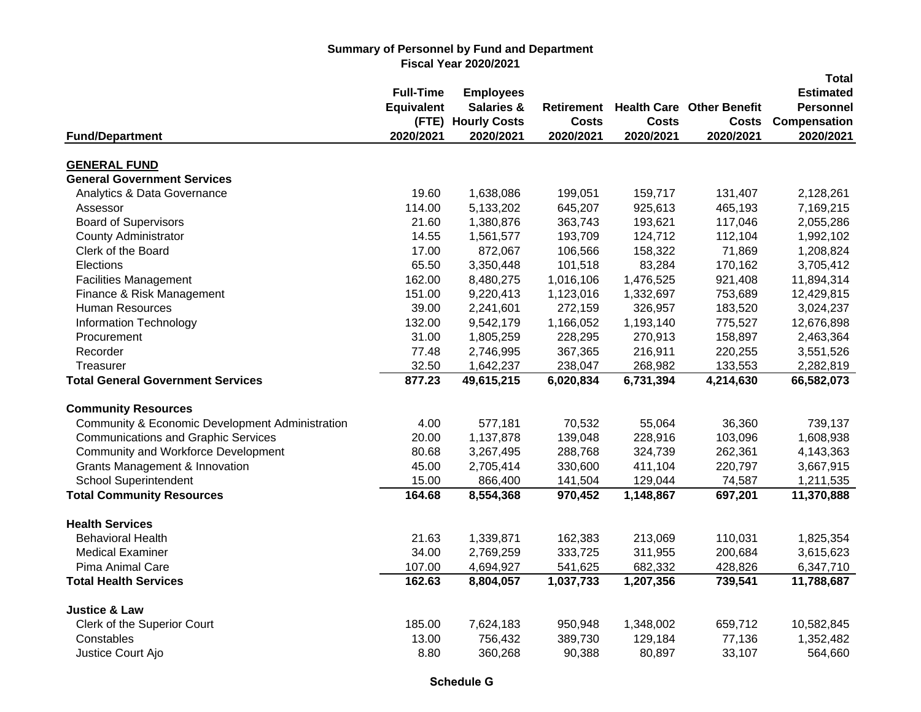# Summary of Personnel by Fund and Department
## Fiscal Year 2020/2021

| Fund/Department | Full-Time Equivalent (FTE) 2020/2021 | Employees Salaries & Hourly Costs 2020/2021 | Retirement Costs 2020/2021 | Health Care Costs 2020/2021 | Other Benefit Costs 2020/2021 | Total Estimated Personnel Compensation 2020/2021 |
|---|---|---|---|---|---|---|
| **GENERAL FUND** | | | | | | |
| **General Government Services** | | | | | | |
| Analytics & Data Governance | 19.60 | 1,638,086 | 199,051 | 159,717 | 131,407 | 2,128,261 |
| Assessor | 114.00 | 5,133,202 | 645,207 | 925,613 | 465,193 | 7,169,215 |
| Board of Supervisors | 21.60 | 1,380,876 | 363,743 | 193,621 | 117,046 | 2,055,286 |
| County Administrator | 14.55 | 1,561,577 | 193,709 | 124,712 | 112,104 | 1,992,102 |
| Clerk of the Board | 17.00 | 872,067 | 106,566 | 158,322 | 71,869 | 1,208,824 |
| Elections | 65.50 | 3,350,448 | 101,518 | 83,284 | 170,162 | 3,705,412 |
| Facilities Management | 162.00 | 8,480,275 | 1,016,106 | 1,476,525 | 921,408 | 11,894,314 |
| Finance & Risk Management | 151.00 | 9,220,413 | 1,123,016 | 1,332,697 | 753,689 | 12,429,815 |
| Human Resources | 39.00 | 2,241,601 | 272,159 | 326,957 | 183,520 | 3,024,237 |
| Information Technology | 132.00 | 9,542,179 | 1,166,052 | 1,193,140 | 775,527 | 12,676,898 |
| Procurement | 31.00 | 1,805,259 | 228,295 | 270,913 | 158,897 | 2,463,364 |
| Recorder | 77.48 | 2,746,995 | 367,365 | 216,911 | 220,255 | 3,551,526 |
| Treasurer | 32.50 | 1,642,237 | 238,047 | 268,982 | 133,553 | 2,282,819 |
| **Total General Government Services** | **877.23** | **49,615,215** | **6,020,834** | **6,731,394** | **4,214,630** | **66,582,073** |
| **Community Resources** | | | | | | |
| Community & Economic Development Administration | 4.00 | 577,181 | 70,532 | 55,064 | 36,360 | 739,137 |
| Communications and Graphic Services | 20.00 | 1,137,878 | 139,048 | 228,916 | 103,096 | 1,608,938 |
| Community and Workforce Development | 80.68 | 3,267,495 | 288,768 | 324,739 | 262,361 | 4,143,363 |
| Grants Management & Innovation | 45.00 | 2,705,414 | 330,600 | 411,104 | 220,797 | 3,667,915 |
| School Superintendent | 15.00 | 866,400 | 141,504 | 129,044 | 74,587 | 1,211,535 |
| **Total Community Resources** | **164.68** | **8,554,368** | **970,452** | **1,148,867** | **697,201** | **11,370,888** |
| **Health Services** | | | | | | |
| Behavioral Health | 21.63 | 1,339,871 | 162,383 | 213,069 | 110,031 | 1,825,354 |
| Medical Examiner | 34.00 | 2,769,259 | 333,725 | 311,955 | 200,684 | 3,615,623 |
| Pima Animal Care | 107.00 | 4,694,927 | 541,625 | 682,332 | 428,826 | 6,347,710 |
| **Total Health Services** | **162.63** | **8,804,057** | **1,037,733** | **1,207,356** | **739,541** | **11,788,687** |
| **Justice & Law** | | | | | | |
| Clerk of the Superior Court | 185.00 | 7,624,183 | 950,948 | 1,348,002 | 659,712 | 10,582,845 |
| Constables | 13.00 | 756,432 | 389,730 | 129,184 | 77,136 | 1,352,482 |
| Justice Court Ajo | 8.80 | 360,268 | 90,388 | 80,897 | 33,107 | 564,660 |

**Schedule G**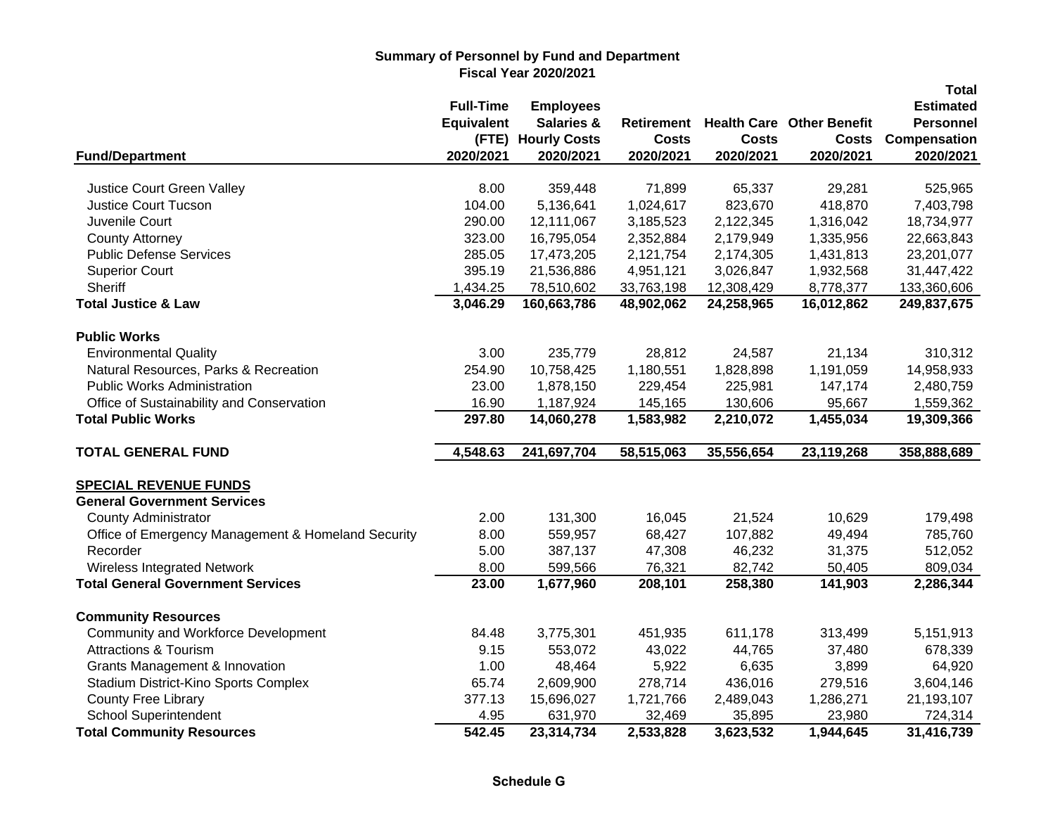## Summary of Personnel by Fund and Department
### Fiscal Year 2020/2021

| Fund/Department | Full-Time Equivalent (FTE) 2020/2021 | Employees Salaries & Hourly Costs 2020/2021 | Retirement Costs 2020/2021 | Health Care Costs 2020/2021 | Other Benefit Costs 2020/2021 | Total Estimated Personnel Compensation 2020/2021 |
|---|---|---|---|---|---|---|
| Justice Court Green Valley | 8.00 | 359,448 | 71,899 | 65,337 | 29,281 | 525,965 |
| Justice Court Tucson | 104.00 | 5,136,641 | 1,024,617 | 823,670 | 418,870 | 7,403,798 |
| Juvenile Court | 290.00 | 12,111,067 | 3,185,523 | 2,122,345 | 1,316,042 | 18,734,977 |
| County Attorney | 323.00 | 16,795,054 | 2,352,884 | 2,179,949 | 1,335,956 | 22,663,843 |
| Public Defense Services | 285.05 | 17,473,205 | 2,121,754 | 2,174,305 | 1,431,813 | 23,201,077 |
| Superior Court | 395.19 | 21,536,886 | 4,951,121 | 3,026,847 | 1,932,568 | 31,447,422 |
| Sheriff | 1,434.25 | 78,510,602 | 33,763,198 | 12,308,429 | 8,778,377 | 133,360,606 |
| **Total Justice & Law** | **3,046.29** | **160,663,786** | **48,902,062** | **24,258,965** | **16,012,862** | **249,837,675** |
| **Public Works** | | | | | | |
| Environmental Quality | 3.00 | 235,779 | 28,812 | 24,587 | 21,134 | 310,312 |
| Natural Resources, Parks & Recreation | 254.90 | 10,758,425 | 1,180,551 | 1,828,898 | 1,191,059 | 14,958,933 |
| Public Works Administration | 23.00 | 1,878,150 | 229,454 | 225,981 | 147,174 | 2,480,759 |
| Office of Sustainability and Conservation | 16.90 | 1,187,924 | 145,165 | 130,606 | 95,667 | 1,559,362 |
| **Total Public Works** | **297.80** | **14,060,278** | **1,583,982** | **2,210,072** | **1,455,034** | **19,309,366** |
| **TOTAL GENERAL FUND** | **4,548.63** | **241,697,704** | **58,515,063** | **35,556,654** | **23,119,268** | **358,888,689** |
| **SPECIAL REVENUE FUNDS** | | | | | | |
| **General Government Services** | | | | | | |
| County Administrator | 2.00 | 131,300 | 16,045 | 21,524 | 10,629 | 179,498 |
| Office of Emergency Management & Homeland Security | 8.00 | 559,957 | 68,427 | 107,882 | 49,494 | 785,760 |
| Recorder | 5.00 | 387,137 | 47,308 | 46,232 | 31,375 | 512,052 |
| Wireless Integrated Network | 8.00 | 599,566 | 76,321 | 82,742 | 50,405 | 809,034 |
| **Total General Government Services** | **23.00** | **1,677,960** | **208,101** | **258,380** | **141,903** | **2,286,344** |
| **Community Resources** | | | | | | |
| Community and Workforce Development | 84.48 | 3,775,301 | 451,935 | 611,178 | 313,499 | 5,151,913 |
| Attractions & Tourism | 9.15 | 553,072 | 43,022 | 44,765 | 37,480 | 678,339 |
| Grants Management & Innovation | 1.00 | 48,464 | 5,922 | 6,635 | 3,899 | 64,920 |
| Stadium District-Kino Sports Complex | 65.74 | 2,609,900 | 278,714 | 436,016 | 279,516 | 3,604,146 |
| County Free Library | 377.13 | 15,696,027 | 1,721,766 | 2,489,043 | 1,286,271 | 21,193,107 |
| School Superintendent | 4.95 | 631,970 | 32,469 | 35,895 | 23,980 | 724,314 |
| **Total Community Resources** | **542.45** | **23,314,734** | **2,533,828** | **3,623,532** | **1,944,645** | **31,416,739** |

**Schedule G**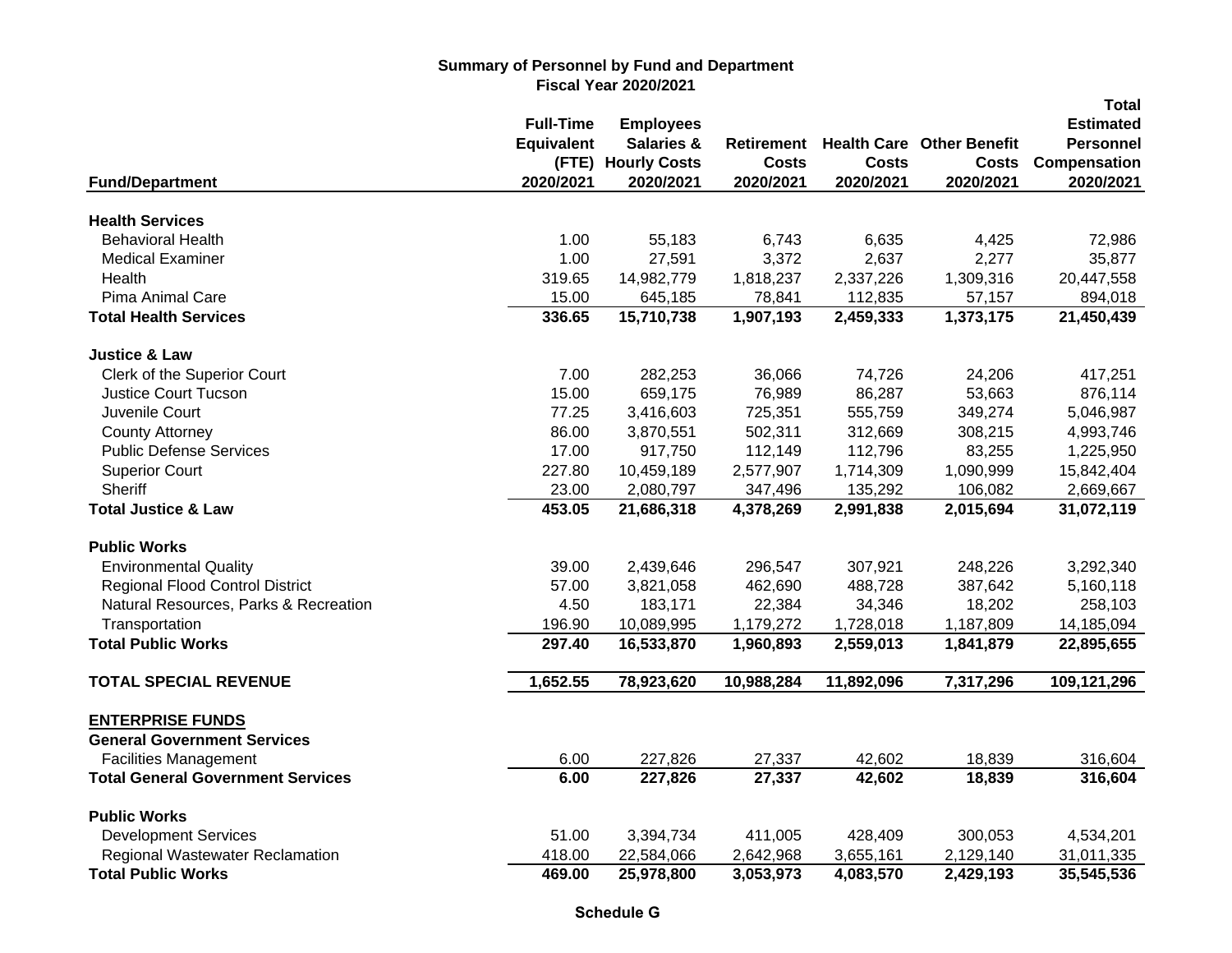## Summary of Personnel by Fund and Department
### Fiscal Year 2020/2021

| Fund/Department | Full-Time Equivalent (FTE) 2020/2021 | Employees Salaries & Hourly Costs 2020/2021 | Retirement Costs 2020/2021 | Health Care Costs 2020/2021 | Other Benefit Costs 2020/2021 | Total Estimated Personnel Compensation 2020/2021 |
|---|---|---|---|---|---|---|
| **Health Services** | | | | | | |
| Behavioral Health | 1.00 | 55,183 | 6,743 | 6,635 | 4,425 | 72,986 |
| Medical Examiner | 1.00 | 27,591 | 3,372 | 2,637 | 2,277 | 35,877 |
| Health | 319.65 | 14,982,779 | 1,818,237 | 2,337,226 | 1,309,316 | 20,447,558 |
| Pima Animal Care | 15.00 | 645,185 | 78,841 | 112,835 | 57,157 | 894,018 |
| **Total Health Services** | **336.65** | **15,710,738** | **1,907,193** | **2,459,333** | **1,373,175** | **21,450,439** |
| **Justice & Law** | | | | | | |
| Clerk of the Superior Court | 7.00 | 282,253 | 36,066 | 74,726 | 24,206 | 417,251 |
| Justice Court Tucson | 15.00 | 659,175 | 76,989 | 86,287 | 53,663 | 876,114 |
| Juvenile Court | 77.25 | 3,416,603 | 725,351 | 555,759 | 349,274 | 5,046,987 |
| County Attorney | 86.00 | 3,870,551 | 502,311 | 312,669 | 308,215 | 4,993,746 |
| Public Defense Services | 17.00 | 917,750 | 112,149 | 112,796 | 83,255 | 1,225,950 |
| Superior Court | 227.80 | 10,459,189 | 2,577,907 | 1,714,309 | 1,090,999 | 15,842,404 |
| Sheriff | 23.00 | 2,080,797 | 347,496 | 135,292 | 106,082 | 2,669,667 |
| **Total Justice & Law** | **453.05** | **21,686,318** | **4,378,269** | **2,991,838** | **2,015,694** | **31,072,119** |
| **Public Works** | | | | | | |
| Environmental Quality | 39.00 | 2,439,646 | 296,547 | 307,921 | 248,226 | 3,292,340 |
| Regional Flood Control District | 57.00 | 3,821,058 | 462,690 | 488,728 | 387,642 | 5,160,118 |
| Natural Resources, Parks & Recreation | 4.50 | 183,171 | 22,384 | 34,346 | 18,202 | 258,103 |
| Transportation | 196.90 | 10,089,995 | 1,179,272 | 1,728,018 | 1,187,809 | 14,185,094 |
| **Total Public Works** | **297.40** | **16,533,870** | **1,960,893** | **2,559,013** | **1,841,879** | **22,895,655** |
| **TOTAL SPECIAL REVENUE** | **1,652.55** | **78,923,620** | **10,988,284** | **11,892,096** | **7,317,296** | **109,121,296** |
| **ENTERPRISE FUNDS** | | | | | | |
| **General Government Services** | | | | | | |
| Facilities Management | 6.00 | 227,826 | 27,337 | 42,602 | 18,839 | 316,604 |
| **Total General Government Services** | **6.00** | **227,826** | **27,337** | **42,602** | **18,839** | **316,604** |
| **Public Works** | | | | | | |
| Development Services | 51.00 | 3,394,734 | 411,005 | 428,409 | 300,053 | 4,534,201 |
| Regional Wastewater Reclamation | 418.00 | 22,584,066 | 2,642,968 | 3,655,161 | 2,129,140 | 31,011,335 |
| **Total Public Works** | **469.00** | **25,978,800** | **3,053,973** | **4,083,570** | **2,429,193** | **35,545,536** |

**Schedule G**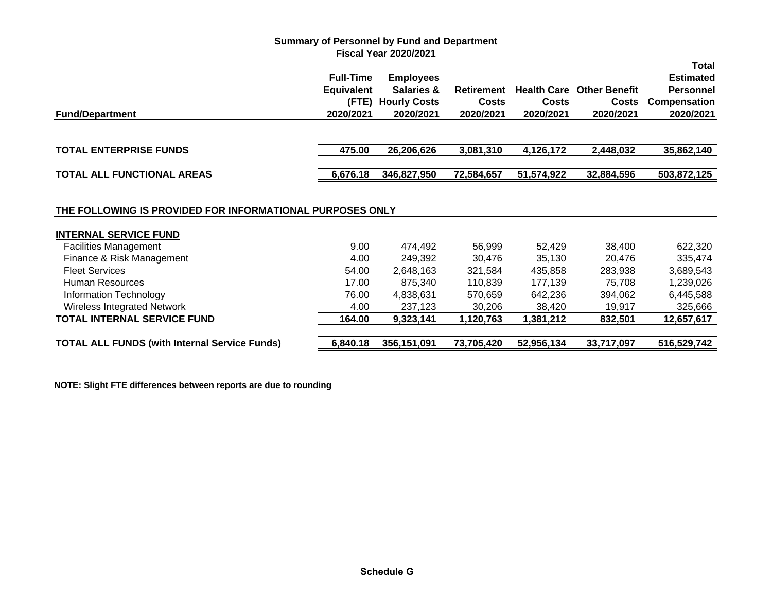## Summary of Personnel by Fund and Department
### Fiscal Year 2020/2021

| Fund/Department | Full-Time Equivalent (FTE) 2020/2021 | Employees Salaries & Hourly Costs 2020/2021 | Retirement Costs 2020/2021 | Health Care Costs 2020/2021 | Other Benefit Costs 2020/2021 | Total Estimated Personnel Compensation 2020/2021 |
|---|---|---|---|---|---|---|
| **TOTAL ENTERPRISE FUNDS** | **475.00** | **26,206,626** | **3,081,310** | **4,126,172** | **2,448,032** | **35,862,140** |
| **TOTAL ALL FUNCTIONAL AREAS** | **6,676.18** | **346,827,950** | **72,584,657** | **51,574,922** | **32,884,596** | **503,872,125** |
| **THE FOLLOWING IS PROVIDED FOR INFORMATIONAL PURPOSES ONLY** | | | | | | |
| **INTERNAL SERVICE FUND** | | | | | | |
| Facilities Management | 9.00 | 474,492 | 56,999 | 52,429 | 38,400 | 622,320 |
| Finance & Risk Management | 4.00 | 249,392 | 30,476 | 35,130 | 20,476 | 335,474 |
| Fleet Services | 54.00 | 2,648,163 | 321,584 | 435,858 | 283,938 | 3,689,543 |
| Human Resources | 17.00 | 875,340 | 110,839 | 177,139 | 75,708 | 1,239,026 |
| Information Technology | 76.00 | 4,838,631 | 570,659 | 642,236 | 394,062 | 6,445,588 |
| Wireless Integrated Network | 4.00 | 237,123 | 30,206 | 38,420 | 19,917 | 325,666 |
| **TOTAL INTERNAL SERVICE FUND** | **164.00** | **9,323,141** | **1,120,763** | **1,381,212** | **832,501** | **12,657,617** |
| **TOTAL ALL FUNDS (with Internal Service Funds)** | **6,840.18** | **356,151,091** | **73,705,420** | **52,956,134** | **33,717,097** | **516,529,742** |

**NOTE: Slight FTE differences between reports are due to rounding**

**Schedule G**